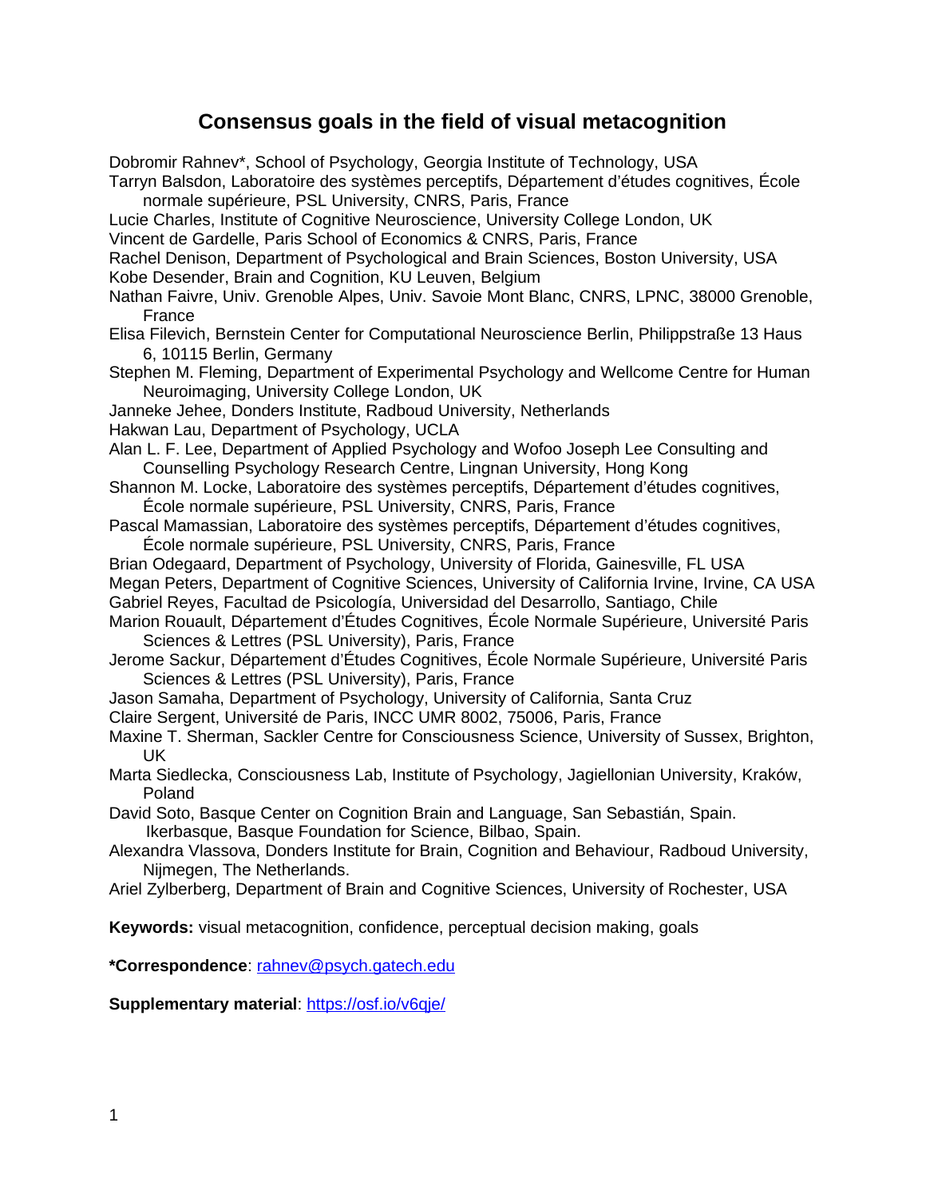# Consensus goals in the field of visual metacognition

Dobromir Rahnev*, School of Psychology, Georgia Institute of Technology, USA
Tarryn Balsdon, Laboratoire des systèmes perceptifs, Département d'études cognitives, École normale supérieure, PSL University, CNRS, Paris, France
Lucie Charles, Institute of Cognitive Neuroscience, University College London, UK
Vincent de Gardelle, Paris School of Economics & CNRS, Paris, France
Rachel Denison, Department of Psychological and Brain Sciences, Boston University, USA
Kobe Desender, Brain and Cognition, KU Leuven, Belgium
Nathan Faivre, Univ. Grenoble Alpes, Univ. Savoie Mont Blanc, CNRS, LPNC, 38000 Grenoble, France
Elisa Filevich, Bernstein Center for Computational Neuroscience Berlin, Philippstraße 13 Haus 6, 10115 Berlin, Germany
Stephen M. Fleming, Department of Experimental Psychology and Wellcome Centre for Human Neuroimaging, University College London, UK
Janneke Jehee, Donders Institute, Radboud University, Netherlands
Hakwan Lau, Department of Psychology, UCLA
Alan L. F. Lee, Department of Applied Psychology and Wofoo Joseph Lee Consulting and Counselling Psychology Research Centre, Lingnan University, Hong Kong
Shannon M. Locke, Laboratoire des systèmes perceptifs, Département d'études cognitives, École normale supérieure, PSL University, CNRS, Paris, France
Pascal Mamassian, Laboratoire des systèmes perceptifs, Département d'études cognitives, École normale supérieure, PSL University, CNRS, Paris, France
Brian Odegaard, Department of Psychology, University of Florida, Gainesville, FL USA
Megan Peters, Department of Cognitive Sciences, University of California Irvine, Irvine, CA USA
Gabriel Reyes, Facultad de Psicología, Universidad del Desarrollo, Santiago, Chile
Marion Rouault, Département d'Études Cognitives, École Normale Supérieure, Université Paris Sciences & Lettres (PSL University), Paris, France
Jerome Sackur, Département d'Études Cognitives, École Normale Supérieure, Université Paris Sciences & Lettres (PSL University), Paris, France
Jason Samaha, Department of Psychology, University of California, Santa Cruz
Claire Sergent, Université de Paris, INCC UMR 8002, 75006, Paris, France
Maxine T. Sherman, Sackler Centre for Consciousness Science, University of Sussex, Brighton, UK
Marta Siedlecka, Consciousness Lab, Institute of Psychology, Jagiellonian University, Kraków, Poland
David Soto, Basque Center on Cognition Brain and Language, San Sebastián, Spain. Ikerbasque, Basque Foundation for Science, Bilbao, Spain.
Alexandra Vlassova, Donders Institute for Brain, Cognition and Behaviour, Radboud University, Nijmegen, The Netherlands.
Ariel Zylberberg, Department of Brain and Cognitive Sciences, University of Rochester, USA

**Keywords:** visual metacognition, confidence, perceptual decision making, goals

**\*Correspondence**: rahnev@psych.gatech.edu

**Supplementary material**: https://osf.io/v6qje/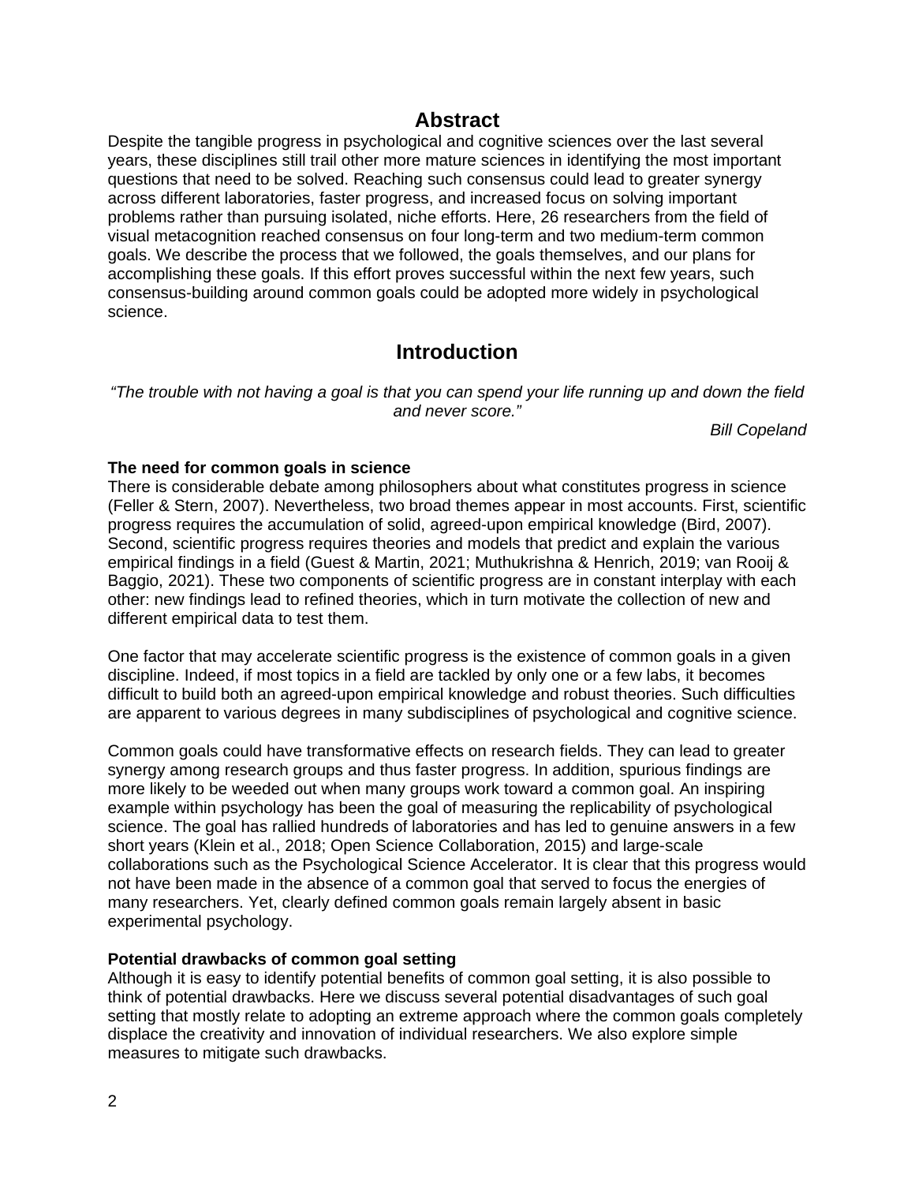# Abstract

Despite the tangible progress in psychological and cognitive sciences over the last several years, these disciplines still trail other more mature sciences in identifying the most important questions that need to be solved. Reaching such consensus could lead to greater synergy across different laboratories, faster progress, and increased focus on solving important problems rather than pursuing isolated, niche efforts. Here, 26 researchers from the field of visual metacognition reached consensus on four long-term and two medium-term common goals. We describe the process that we followed, the goals themselves, and our plans for accomplishing these goals. If this effort proves successful within the next few years, such consensus-building around common goals could be adopted more widely in psychological science.

# Introduction

*"The trouble with not having a goal is that you can spend your life running up and down the field and never score."*

*Bill Copeland*

### The need for common goals in science

There is considerable debate among philosophers about what constitutes progress in science (Feller & Stern, 2007). Nevertheless, two broad themes appear in most accounts. First, scientific progress requires the accumulation of solid, agreed-upon empirical knowledge (Bird, 2007). Second, scientific progress requires theories and models that predict and explain the various empirical findings in a field (Guest & Martin, 2021; Muthukrishna & Henrich, 2019; van Rooij & Baggio, 2021). These two components of scientific progress are in constant interplay with each other: new findings lead to refined theories, which in turn motivate the collection of new and different empirical data to test them.

One factor that may accelerate scientific progress is the existence of common goals in a given discipline. Indeed, if most topics in a field are tackled by only one or a few labs, it becomes difficult to build both an agreed-upon empirical knowledge and robust theories. Such difficulties are apparent to various degrees in many subdisciplines of psychological and cognitive science.

Common goals could have transformative effects on research fields. They can lead to greater synergy among research groups and thus faster progress. In addition, spurious findings are more likely to be weeded out when many groups work toward a common goal. An inspiring example within psychology has been the goal of measuring the replicability of psychological science. The goal has rallied hundreds of laboratories and has led to genuine answers in a few short years (Klein et al., 2018; Open Science Collaboration, 2015) and large-scale collaborations such as the Psychological Science Accelerator. It is clear that this progress would not have been made in the absence of a common goal that served to focus the energies of many researchers. Yet, clearly defined common goals remain largely absent in basic experimental psychology.

### Potential drawbacks of common goal setting

Although it is easy to identify potential benefits of common goal setting, it is also possible to think of potential drawbacks. Here we discuss several potential disadvantages of such goal setting that mostly relate to adopting an extreme approach where the common goals completely displace the creativity and innovation of individual researchers. We also explore simple measures to mitigate such drawbacks.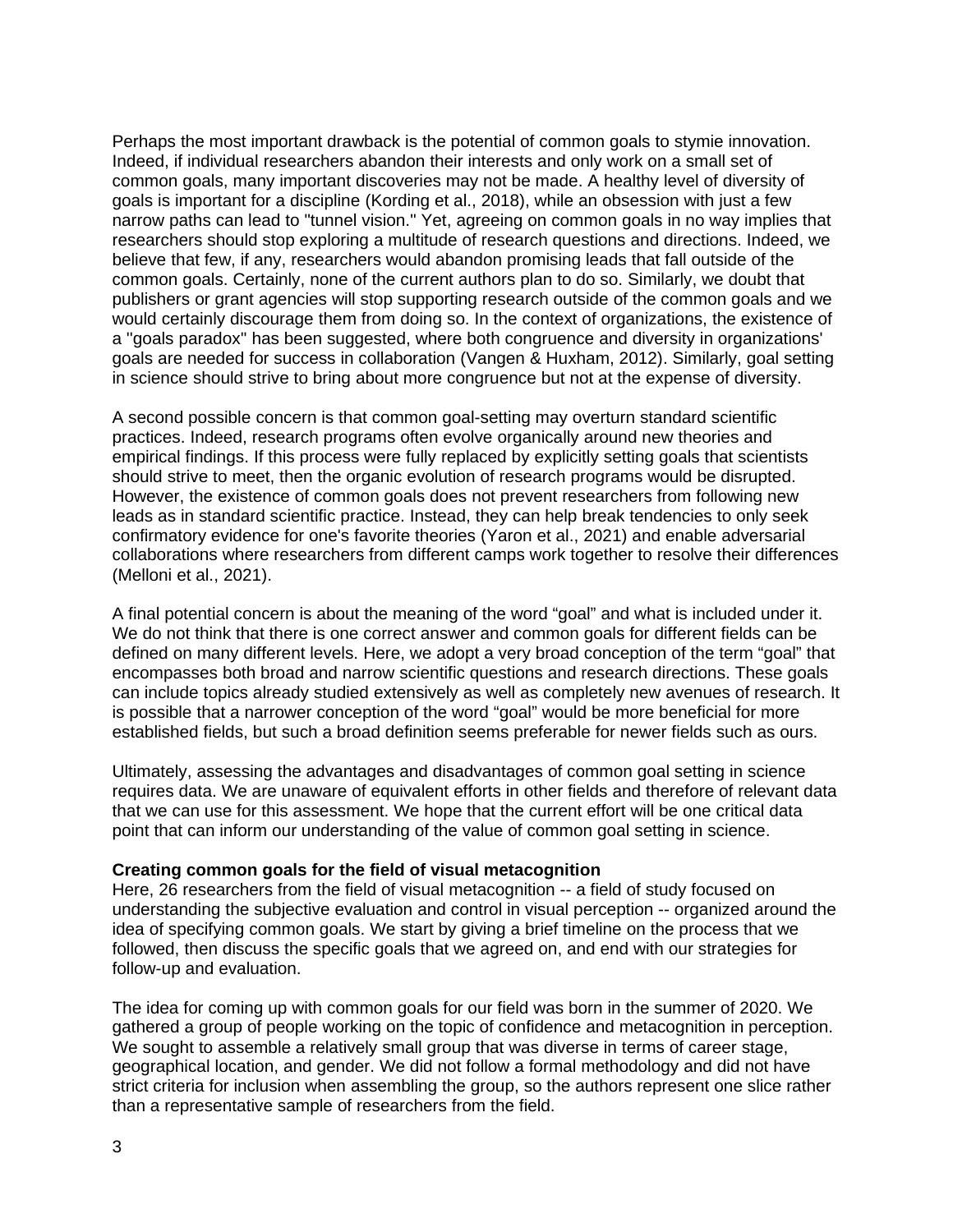Perhaps the most important drawback is the potential of common goals to stymie innovation. Indeed, if individual researchers abandon their interests and only work on a small set of common goals, many important discoveries may not be made. A healthy level of diversity of goals is important for a discipline (Kording et al., 2018), while an obsession with just a few narrow paths can lead to "tunnel vision." Yet, agreeing on common goals in no way implies that researchers should stop exploring a multitude of research questions and directions. Indeed, we believe that few, if any, researchers would abandon promising leads that fall outside of the common goals. Certainly, none of the current authors plan to do so. Similarly, we doubt that publishers or grant agencies will stop supporting research outside of the common goals and we would certainly discourage them from doing so. In the context of organizations, the existence of a "goals paradox" has been suggested, where both congruence and diversity in organizations' goals are needed for success in collaboration (Vangen & Huxham, 2012). Similarly, goal setting in science should strive to bring about more congruence but not at the expense of diversity.

A second possible concern is that common goal-setting may overturn standard scientific practices. Indeed, research programs often evolve organically around new theories and empirical findings. If this process were fully replaced by explicitly setting goals that scientists should strive to meet, then the organic evolution of research programs would be disrupted. However, the existence of common goals does not prevent researchers from following new leads as in standard scientific practice. Instead, they can help break tendencies to only seek confirmatory evidence for one's favorite theories (Yaron et al., 2021) and enable adversarial collaborations where researchers from different camps work together to resolve their differences (Melloni et al., 2021).

A final potential concern is about the meaning of the word “goal” and what is included under it. We do not think that there is one correct answer and common goals for different fields can be defined on many different levels. Here, we adopt a very broad conception of the term “goal” that encompasses both broad and narrow scientific questions and research directions. These goals can include topics already studied extensively as well as completely new avenues of research. It is possible that a narrower conception of the word “goal” would be more beneficial for more established fields, but such a broad definition seems preferable for newer fields such as ours.

Ultimately, assessing the advantages and disadvantages of common goal setting in science requires data. We are unaware of equivalent efforts in other fields and therefore of relevant data that we can use for this assessment. We hope that the current effort will be one critical data point that can inform our understanding of the value of common goal setting in science.

**Creating common goals for the field of visual metacognition**

Here, 26 researchers from the field of visual metacognition -- a field of study focused on understanding the subjective evaluation and control in visual perception -- organized around the idea of specifying common goals. We start by giving a brief timeline on the process that we followed, then discuss the specific goals that we agreed on, and end with our strategies for follow-up and evaluation.

The idea for coming up with common goals for our field was born in the summer of 2020. We gathered a group of people working on the topic of confidence and metacognition in perception. We sought to assemble a relatively small group that was diverse in terms of career stage, geographical location, and gender. We did not follow a formal methodology and did not have strict criteria for inclusion when assembling the group, so the authors represent one slice rather than a representative sample of researchers from the field.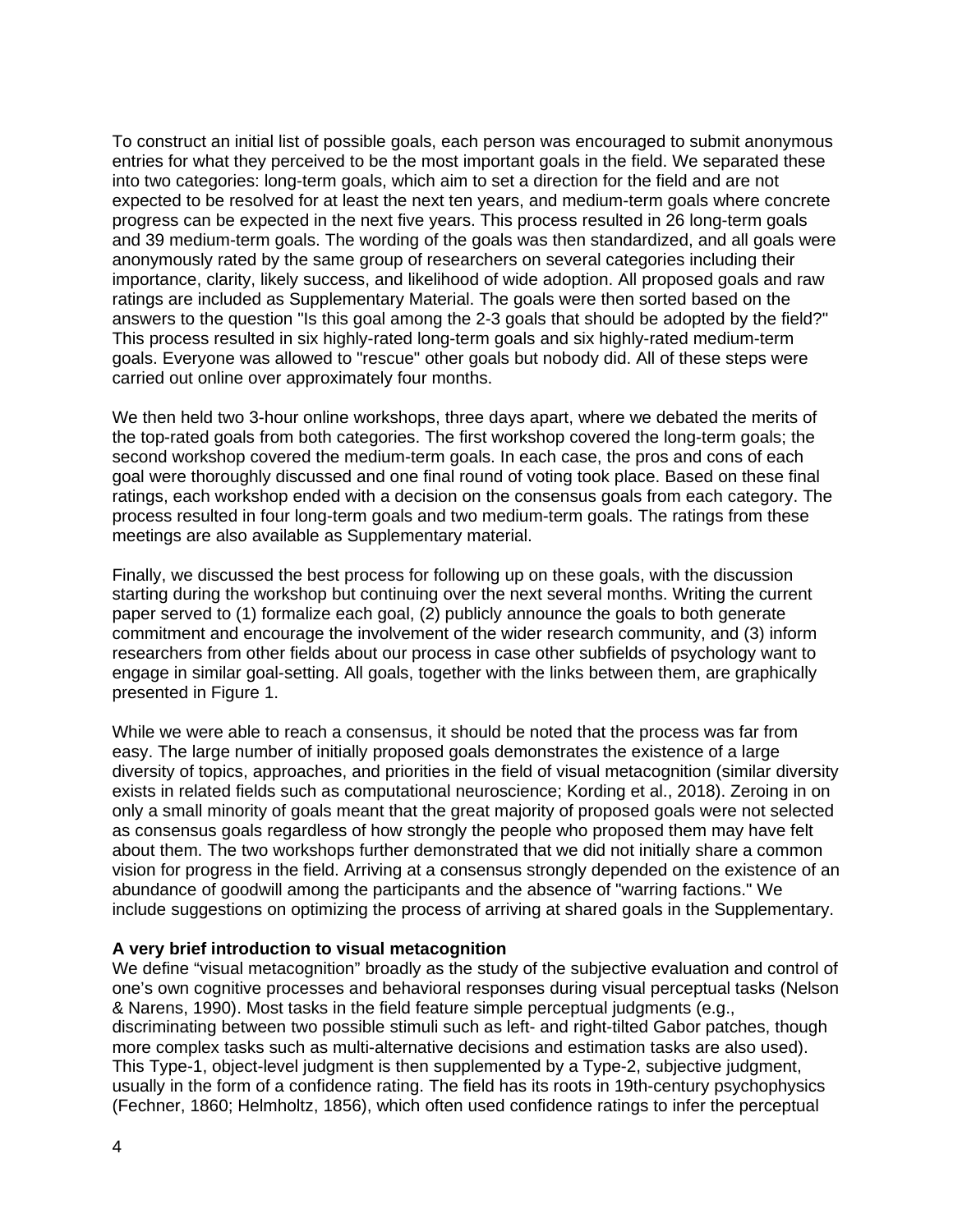To construct an initial list of possible goals, each person was encouraged to submit anonymous entries for what they perceived to be the most important goals in the field. We separated these into two categories: long-term goals, which aim to set a direction for the field and are not expected to be resolved for at least the next ten years, and medium-term goals where concrete progress can be expected in the next five years. This process resulted in 26 long-term goals and 39 medium-term goals. The wording of the goals was then standardized, and all goals were anonymously rated by the same group of researchers on several categories including their importance, clarity, likely success, and likelihood of wide adoption. All proposed goals and raw ratings are included as Supplementary Material. The goals were then sorted based on the answers to the question "Is this goal among the 2-3 goals that should be adopted by the field?" This process resulted in six highly-rated long-term goals and six highly-rated medium-term goals. Everyone was allowed to "rescue" other goals but nobody did. All of these steps were carried out online over approximately four months.

We then held two 3-hour online workshops, three days apart, where we debated the merits of the top-rated goals from both categories. The first workshop covered the long-term goals; the second workshop covered the medium-term goals. In each case, the pros and cons of each goal were thoroughly discussed and one final round of voting took place. Based on these final ratings, each workshop ended with a decision on the consensus goals from each category. The process resulted in four long-term goals and two medium-term goals. The ratings from these meetings are also available as Supplementary material.

Finally, we discussed the best process for following up on these goals, with the discussion starting during the workshop but continuing over the next several months. Writing the current paper served to (1) formalize each goal, (2) publicly announce the goals to both generate commitment and encourage the involvement of the wider research community, and (3) inform researchers from other fields about our process in case other subfields of psychology want to engage in similar goal-setting. All goals, together with the links between them, are graphically presented in Figure 1.

While we were able to reach a consensus, it should be noted that the process was far from easy. The large number of initially proposed goals demonstrates the existence of a large diversity of topics, approaches, and priorities in the field of visual metacognition (similar diversity exists in related fields such as computational neuroscience; Kording et al., 2018). Zeroing in on only a small minority of goals meant that the great majority of proposed goals were not selected as consensus goals regardless of how strongly the people who proposed them may have felt about them. The two workshops further demonstrated that we did not initially share a common vision for progress in the field. Arriving at a consensus strongly depended on the existence of an abundance of goodwill among the participants and the absence of "warring factions." We include suggestions on optimizing the process of arriving at shared goals in the Supplementary.

**A very brief introduction to visual metacognition**

We define "visual metacognition" broadly as the study of the subjective evaluation and control of one's own cognitive processes and behavioral responses during visual perceptual tasks (Nelson & Narens, 1990). Most tasks in the field feature simple perceptual judgments (e.g., discriminating between two possible stimuli such as left- and right-tilted Gabor patches, though more complex tasks such as multi-alternative decisions and estimation tasks are also used). This Type-1, object-level judgment is then supplemented by a Type-2, subjective judgment, usually in the form of a confidence rating. The field has its roots in 19th-century psychophysics (Fechner, 1860; Helmholtz, 1856), which often used confidence ratings to infer the perceptual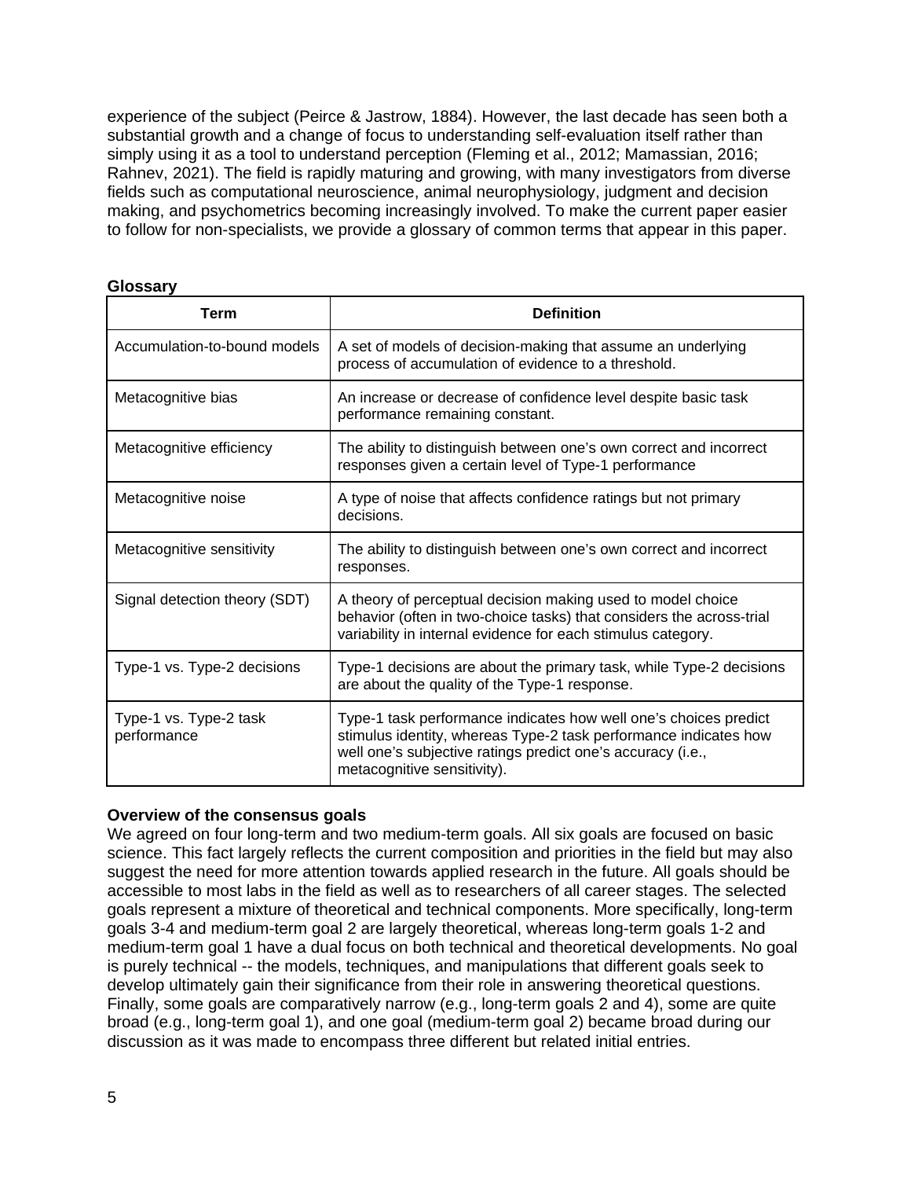experience of the subject (Peirce & Jastrow, 1884). However, the last decade has seen both a substantial growth and a change of focus to understanding self-evaluation itself rather than simply using it as a tool to understand perception (Fleming et al., 2012; Mamassian, 2016; Rahnev, 2021). The field is rapidly maturing and growing, with many investigators from diverse fields such as computational neuroscience, animal neurophysiology, judgment and decision making, and psychometrics becoming increasingly involved. To make the current paper easier to follow for non-specialists, we provide a glossary of common terms that appear in this paper.

**Glossary**

| Term | Definition |
|---|---|
| Accumulation-to-bound models | A set of models of decision-making that assume an underlying process of accumulation of evidence to a threshold. |
| Metacognitive bias | An increase or decrease of confidence level despite basic task performance remaining constant. |
| Metacognitive efficiency | The ability to distinguish between one's own correct and incorrect responses given a certain level of Type-1 performance |
| Metacognitive noise | A type of noise that affects confidence ratings but not primary decisions. |
| Metacognitive sensitivity | The ability to distinguish between one's own correct and incorrect responses. |
| Signal detection theory (SDT) | A theory of perceptual decision making used to model choice behavior (often in two-choice tasks) that considers the across-trial variability in internal evidence for each stimulus category. |
| Type-1 vs. Type-2 decisions | Type-1 decisions are about the primary task, while Type-2 decisions are about the quality of the Type-1 response. |
| Type-1 vs. Type-2 task performance | Type-1 task performance indicates how well one's choices predict stimulus identity, whereas Type-2 task performance indicates how well one's subjective ratings predict one's accuracy (i.e., metacognitive sensitivity). |

**Overview of the consensus goals**

We agreed on four long-term and two medium-term goals. All six goals are focused on basic science. This fact largely reflects the current composition and priorities in the field but may also suggest the need for more attention towards applied research in the future. All goals should be accessible to most labs in the field as well as to researchers of all career stages. The selected goals represent a mixture of theoretical and technical components. More specifically, long-term goals 3-4 and medium-term goal 2 are largely theoretical, whereas long-term goals 1-2 and medium-term goal 1 have a dual focus on both technical and theoretical developments. No goal is purely technical -- the models, techniques, and manipulations that different goals seek to develop ultimately gain their significance from their role in answering theoretical questions. Finally, some goals are comparatively narrow (e.g., long-term goals 2 and 4), some are quite broad (e.g., long-term goal 1), and one goal (medium-term goal 2) became broad during our discussion as it was made to encompass three different but related initial entries.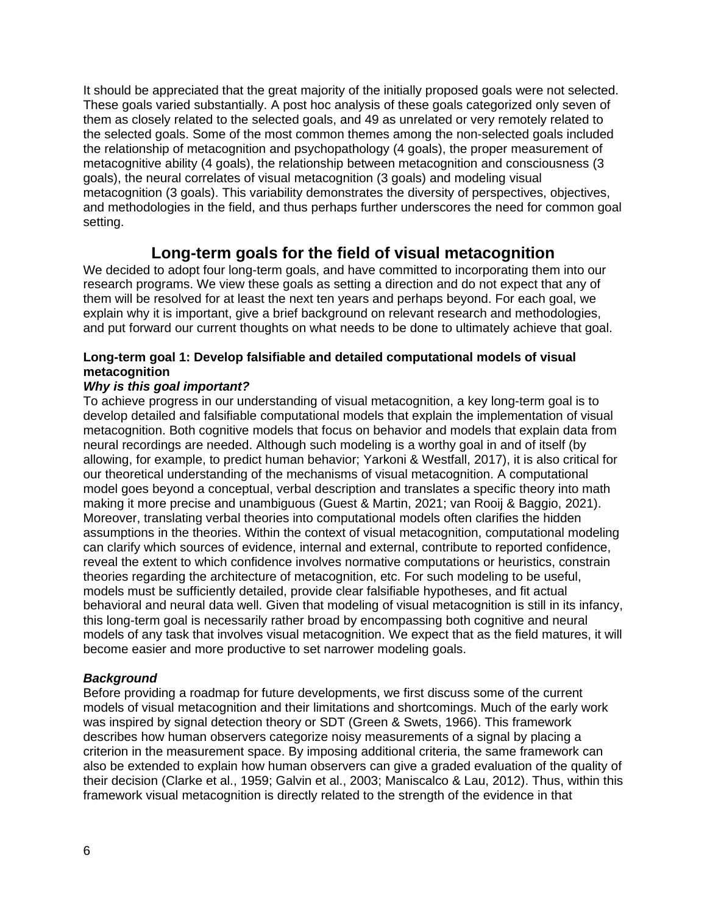It should be appreciated that the great majority of the initially proposed goals were not selected. These goals varied substantially. A post hoc analysis of these goals categorized only seven of them as closely related to the selected goals, and 49 as unrelated or very remotely related to the selected goals. Some of the most common themes among the non-selected goals included the relationship of metacognition and psychopathology (4 goals), the proper measurement of metacognitive ability (4 goals), the relationship between metacognition and consciousness (3 goals), the neural correlates of visual metacognition (3 goals) and modeling visual metacognition (3 goals). This variability demonstrates the diversity of perspectives, objectives, and methodologies in the field, and thus perhaps further underscores the need for common goal setting.

## Long-term goals for the field of visual metacognition

We decided to adopt four long-term goals, and have committed to incorporating them into our research programs. We view these goals as setting a direction and do not expect that any of them will be resolved for at least the next ten years and perhaps beyond. For each goal, we explain why it is important, give a brief background on relevant research and methodologies, and put forward our current thoughts on what needs to be done to ultimately achieve that goal.

### Long-term goal 1: Develop falsifiable and detailed computational models of visual metacognition

***Why is this goal important?***

To achieve progress in our understanding of visual metacognition, a key long-term goal is to develop detailed and falsifiable computational models that explain the implementation of visual metacognition. Both cognitive models that focus on behavior and models that explain data from neural recordings are needed. Although such modeling is a worthy goal in and of itself (by allowing, for example, to predict human behavior; Yarkoni & Westfall, 2017), it is also critical for our theoretical understanding of the mechanisms of visual metacognition. A computational model goes beyond a conceptual, verbal description and translates a specific theory into math making it more precise and unambiguous (Guest & Martin, 2021; van Rooij & Baggio, 2021). Moreover, translating verbal theories into computational models often clarifies the hidden assumptions in the theories. Within the context of visual metacognition, computational modeling can clarify which sources of evidence, internal and external, contribute to reported confidence, reveal the extent to which confidence involves normative computations or heuristics, constrain theories regarding the architecture of metacognition, etc. For such modeling to be useful, models must be sufficiently detailed, provide clear falsifiable hypotheses, and fit actual behavioral and neural data well. Given that modeling of visual metacognition is still in its infancy, this long-term goal is necessarily rather broad by encompassing both cognitive and neural models of any task that involves visual metacognition. We expect that as the field matures, it will become easier and more productive to set narrower modeling goals.

***Background***

Before providing a roadmap for future developments, we first discuss some of the current models of visual metacognition and their limitations and shortcomings. Much of the early work was inspired by signal detection theory or SDT (Green & Swets, 1966). This framework describes how human observers categorize noisy measurements of a signal by placing a criterion in the measurement space. By imposing additional criteria, the same framework can also be extended to explain how human observers can give a graded evaluation of the quality of their decision (Clarke et al., 1959; Galvin et al., 2003; Maniscalco & Lau, 2012). Thus, within this framework visual metacognition is directly related to the strength of the evidence in that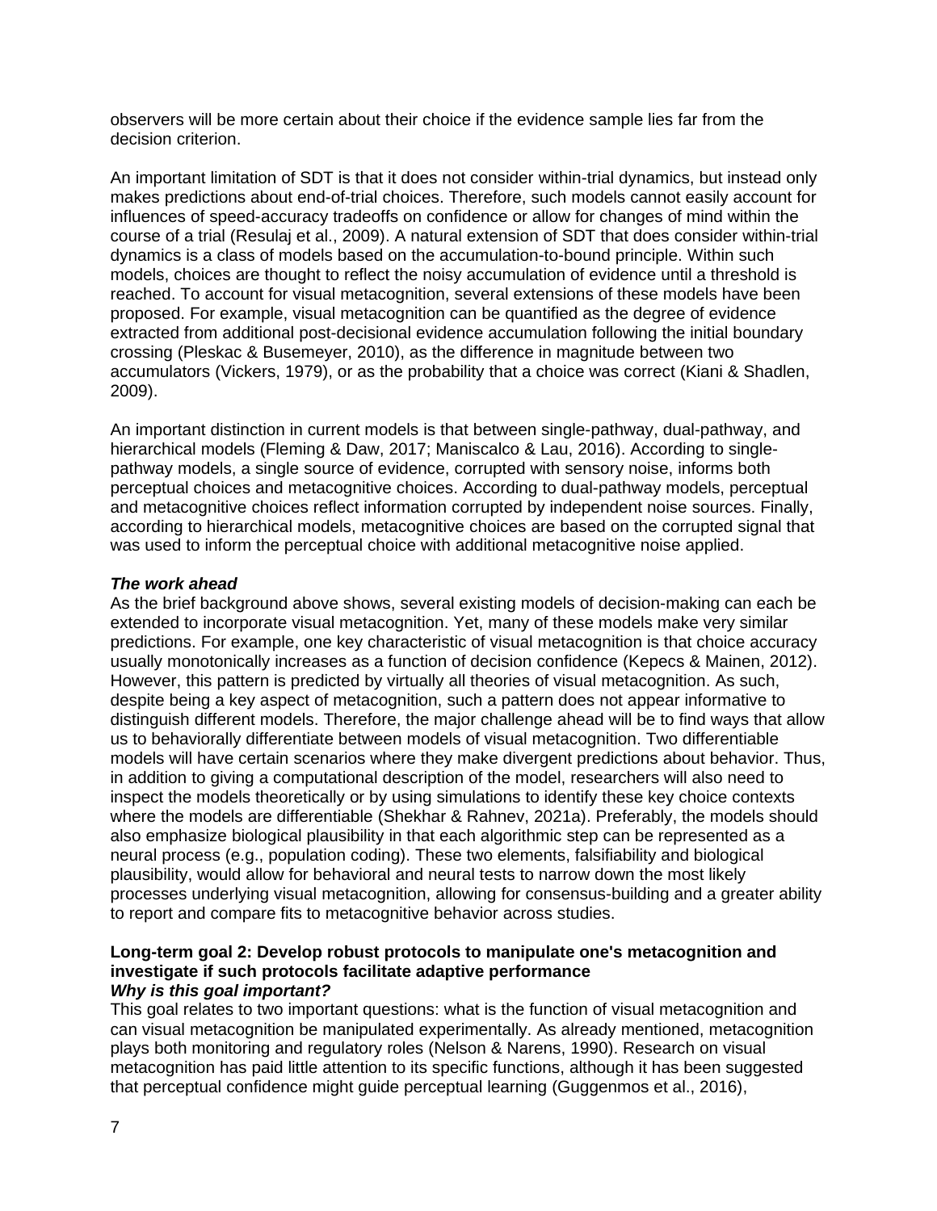observers will be more certain about their choice if the evidence sample lies far from the decision criterion.

An important limitation of SDT is that it does not consider within-trial dynamics, but instead only makes predictions about end-of-trial choices. Therefore, such models cannot easily account for influences of speed-accuracy tradeoffs on confidence or allow for changes of mind within the course of a trial (Resulaj et al., 2009). A natural extension of SDT that does consider within-trial dynamics is a class of models based on the accumulation-to-bound principle. Within such models, choices are thought to reflect the noisy accumulation of evidence until a threshold is reached. To account for visual metacognition, several extensions of these models have been proposed. For example, visual metacognition can be quantified as the degree of evidence extracted from additional post-decisional evidence accumulation following the initial boundary crossing (Pleskac & Busemeyer, 2010), as the difference in magnitude between two accumulators (Vickers, 1979), or as the probability that a choice was correct (Kiani & Shadlen, 2009).

An important distinction in current models is that between single-pathway, dual-pathway, and hierarchical models (Fleming & Daw, 2017; Maniscalco & Lau, 2016). According to single-pathway models, a single source of evidence, corrupted with sensory noise, informs both perceptual choices and metacognitive choices. According to dual-pathway models, perceptual and metacognitive choices reflect information corrupted by independent noise sources. Finally, according to hierarchical models, metacognitive choices are based on the corrupted signal that was used to inform the perceptual choice with additional metacognitive noise applied.

***The work ahead***

As the brief background above shows, several existing models of decision-making can each be extended to incorporate visual metacognition. Yet, many of these models make very similar predictions. For example, one key characteristic of visual metacognition is that choice accuracy usually monotonically increases as a function of decision confidence (Kepecs & Mainen, 2012). However, this pattern is predicted by virtually all theories of visual metacognition. As such, despite being a key aspect of metacognition, such a pattern does not appear informative to distinguish different models. Therefore, the major challenge ahead will be to find ways that allow us to behaviorally differentiate between models of visual metacognition. Two differentiable models will have certain scenarios where they make divergent predictions about behavior. Thus, in addition to giving a computational description of the model, researchers will also need to inspect the models theoretically or by using simulations to identify these key choice contexts where the models are differentiable (Shekhar & Rahnev, 2021a). Preferably, the models should also emphasize biological plausibility in that each algorithmic step can be represented as a neural process (e.g., population coding). These two elements, falsifiability and biological plausibility, would allow for behavioral and neural tests to narrow down the most likely processes underlying visual metacognition, allowing for consensus-building and a greater ability to report and compare fits to metacognitive behavior across studies.

**Long-term goal 2: Develop robust protocols to manipulate one's metacognition and investigate if such protocols facilitate adaptive performance**

***Why is this goal important?***

This goal relates to two important questions: what is the function of visual metacognition and can visual metacognition be manipulated experimentally. As already mentioned, metacognition plays both monitoring and regulatory roles (Nelson & Narens, 1990). Research on visual metacognition has paid little attention to its specific functions, although it has been suggested that perceptual confidence might guide perceptual learning (Guggenmos et al., 2016),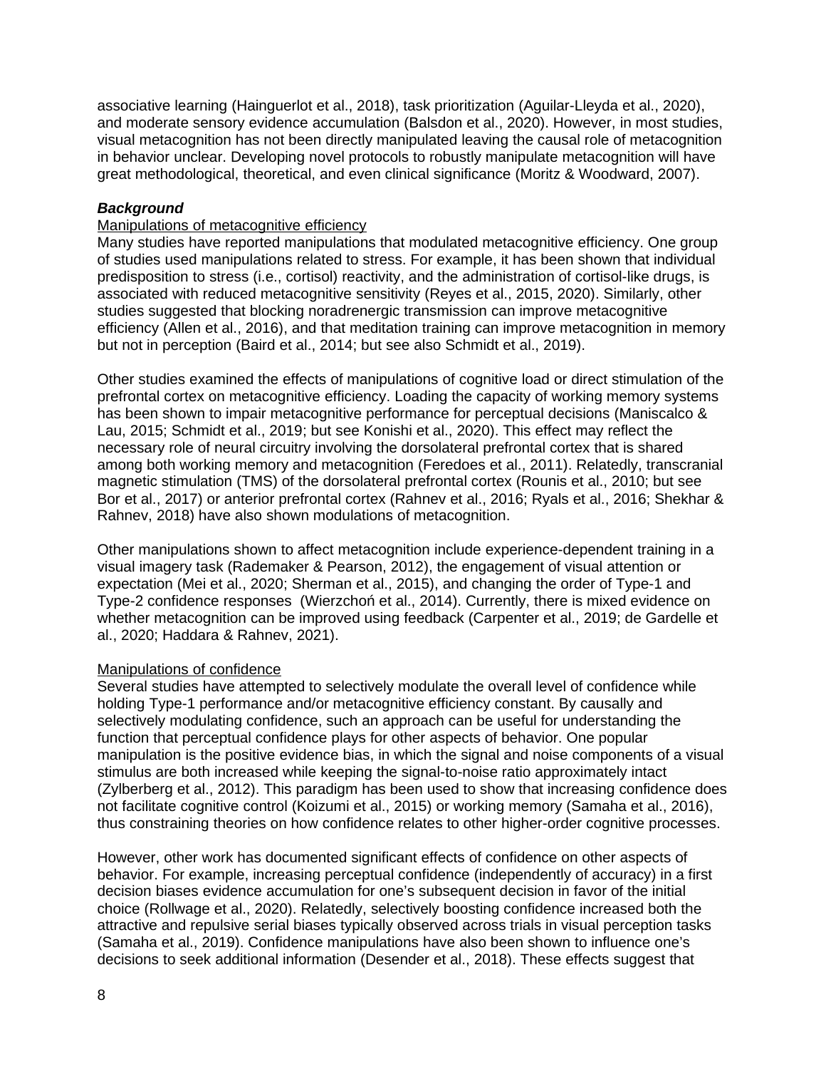associative learning (Hainguerlot et al., 2018), task prioritization (Aguilar-Lleyda et al., 2020), and moderate sensory evidence accumulation (Balsdon et al., 2020). However, in most studies, visual metacognition has not been directly manipulated leaving the causal role of metacognition in behavior unclear. Developing novel protocols to robustly manipulate metacognition will have great methodological, theoretical, and even clinical significance (Moritz & Woodward, 2007).

### *Background*

Manipulations of metacognitive efficiency

Many studies have reported manipulations that modulated metacognitive efficiency. One group of studies used manipulations related to stress. For example, it has been shown that individual predisposition to stress (i.e., cortisol) reactivity, and the administration of cortisol-like drugs, is associated with reduced metacognitive sensitivity (Reyes et al., 2015, 2020). Similarly, other studies suggested that blocking noradrenergic transmission can improve metacognitive efficiency (Allen et al., 2016), and that meditation training can improve metacognition in memory but not in perception (Baird et al., 2014; but see also Schmidt et al., 2019).

Other studies examined the effects of manipulations of cognitive load or direct stimulation of the prefrontal cortex on metacognitive efficiency. Loading the capacity of working memory systems has been shown to impair metacognitive performance for perceptual decisions (Maniscalco & Lau, 2015; Schmidt et al., 2019; but see Konishi et al., 2020). This effect may reflect the necessary role of neural circuitry involving the dorsolateral prefrontal cortex that is shared among both working memory and metacognition (Feredoes et al., 2011). Relatedly, transcranial magnetic stimulation (TMS) of the dorsolateral prefrontal cortex (Rounis et al., 2010; but see Bor et al., 2017) or anterior prefrontal cortex (Rahnev et al., 2016; Ryals et al., 2016; Shekhar & Rahnev, 2018) have also shown modulations of metacognition.

Other manipulations shown to affect metacognition include experience-dependent training in a visual imagery task (Rademaker & Pearson, 2012), the engagement of visual attention or expectation (Mei et al., 2020; Sherman et al., 2015), and changing the order of Type-1 and Type-2 confidence responses (Wierzchoń et al., 2014). Currently, there is mixed evidence on whether metacognition can be improved using feedback (Carpenter et al., 2019; de Gardelle et al., 2020; Haddara & Rahnev, 2021).

Manipulations of confidence

Several studies have attempted to selectively modulate the overall level of confidence while holding Type-1 performance and/or metacognitive efficiency constant. By causally and selectively modulating confidence, such an approach can be useful for understanding the function that perceptual confidence plays for other aspects of behavior. One popular manipulation is the positive evidence bias, in which the signal and noise components of a visual stimulus are both increased while keeping the signal-to-noise ratio approximately intact (Zylberberg et al., 2012). This paradigm has been used to show that increasing confidence does not facilitate cognitive control (Koizumi et al., 2015) or working memory (Samaha et al., 2016), thus constraining theories on how confidence relates to other higher-order cognitive processes.

However, other work has documented significant effects of confidence on other aspects of behavior. For example, increasing perceptual confidence (independently of accuracy) in a first decision biases evidence accumulation for one's subsequent decision in favor of the initial choice (Rollwage et al., 2020). Relatedly, selectively boosting confidence increased both the attractive and repulsive serial biases typically observed across trials in visual perception tasks (Samaha et al., 2019). Confidence manipulations have also been shown to influence one's decisions to seek additional information (Desender et al., 2018). These effects suggest that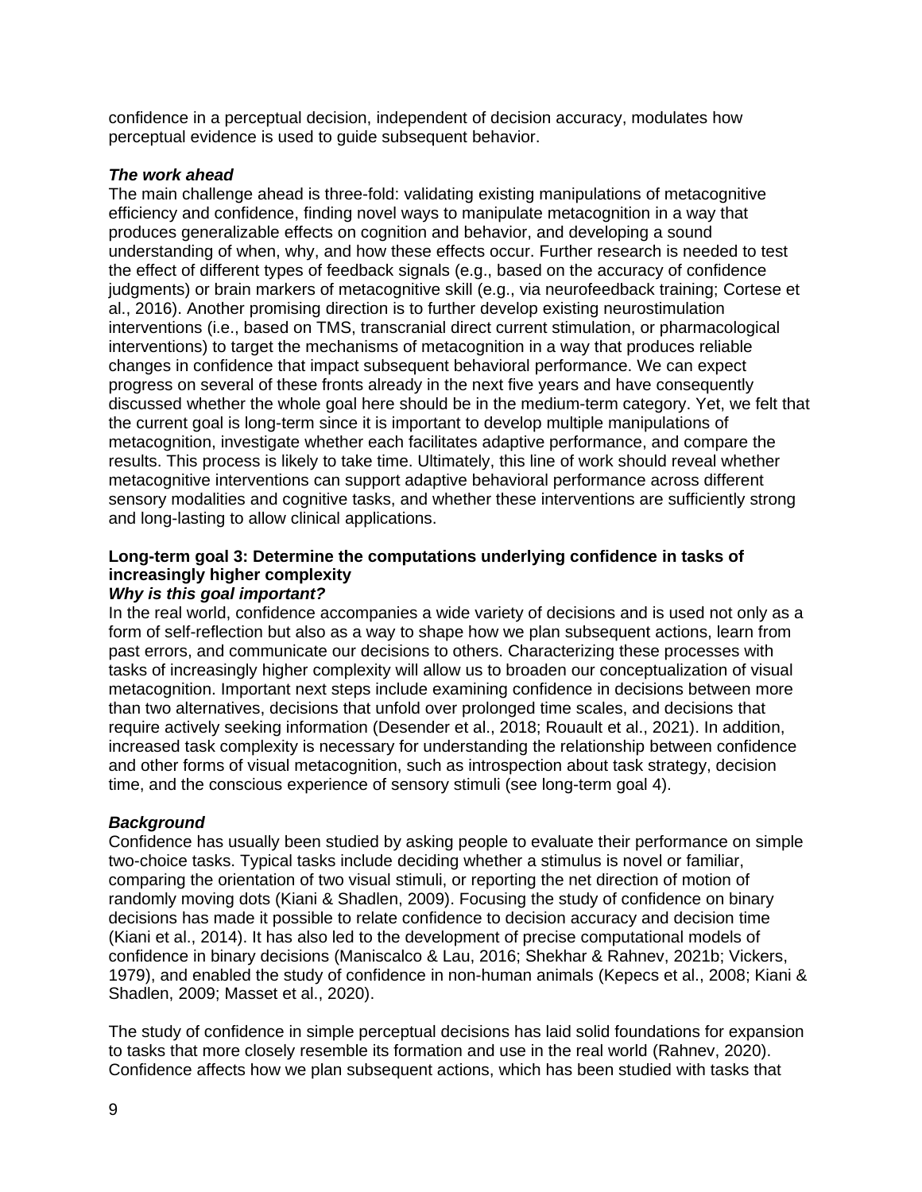confidence in a perceptual decision, independent of decision accuracy, modulates how perceptual evidence is used to guide subsequent behavior.

***The work ahead***

The main challenge ahead is three-fold: validating existing manipulations of metacognitive efficiency and confidence, finding novel ways to manipulate metacognition in a way that produces generalizable effects on cognition and behavior, and developing a sound understanding of when, why, and how these effects occur. Further research is needed to test the effect of different types of feedback signals (e.g., based on the accuracy of confidence judgments) or brain markers of metacognitive skill (e.g., via neurofeedback training; Cortese et al., 2016). Another promising direction is to further develop existing neurostimulation interventions (i.e., based on TMS, transcranial direct current stimulation, or pharmacological interventions) to target the mechanisms of metacognition in a way that produces reliable changes in confidence that impact subsequent behavioral performance. We can expect progress on several of these fronts already in the next five years and have consequently discussed whether the whole goal here should be in the medium-term category. Yet, we felt that the current goal is long-term since it is important to develop multiple manipulations of metacognition, investigate whether each facilitates adaptive performance, and compare the results. This process is likely to take time. Ultimately, this line of work should reveal whether metacognitive interventions can support adaptive behavioral performance across different sensory modalities and cognitive tasks, and whether these interventions are sufficiently strong and long-lasting to allow clinical applications.

**Long-term goal 3: Determine the computations underlying confidence in tasks of increasingly higher complexity**

***Why is this goal important?***

In the real world, confidence accompanies a wide variety of decisions and is used not only as a form of self-reflection but also as a way to shape how we plan subsequent actions, learn from past errors, and communicate our decisions to others. Characterizing these processes with tasks of increasingly higher complexity will allow us to broaden our conceptualization of visual metacognition. Important next steps include examining confidence in decisions between more than two alternatives, decisions that unfold over prolonged time scales, and decisions that require actively seeking information (Desender et al., 2018; Rouault et al., 2021). In addition, increased task complexity is necessary for understanding the relationship between confidence and other forms of visual metacognition, such as introspection about task strategy, decision time, and the conscious experience of sensory stimuli (see long-term goal 4).

***Background***

Confidence has usually been studied by asking people to evaluate their performance on simple two-choice tasks. Typical tasks include deciding whether a stimulus is novel or familiar, comparing the orientation of two visual stimuli, or reporting the net direction of motion of randomly moving dots (Kiani & Shadlen, 2009). Focusing the study of confidence on binary decisions has made it possible to relate confidence to decision accuracy and decision time (Kiani et al., 2014). It has also led to the development of precise computational models of confidence in binary decisions (Maniscalco & Lau, 2016; Shekhar & Rahnev, 2021b; Vickers, 1979), and enabled the study of confidence in non-human animals (Kepecs et al., 2008; Kiani & Shadlen, 2009; Masset et al., 2020).

The study of confidence in simple perceptual decisions has laid solid foundations for expansion to tasks that more closely resemble its formation and use in the real world (Rahnev, 2020). Confidence affects how we plan subsequent actions, which has been studied with tasks that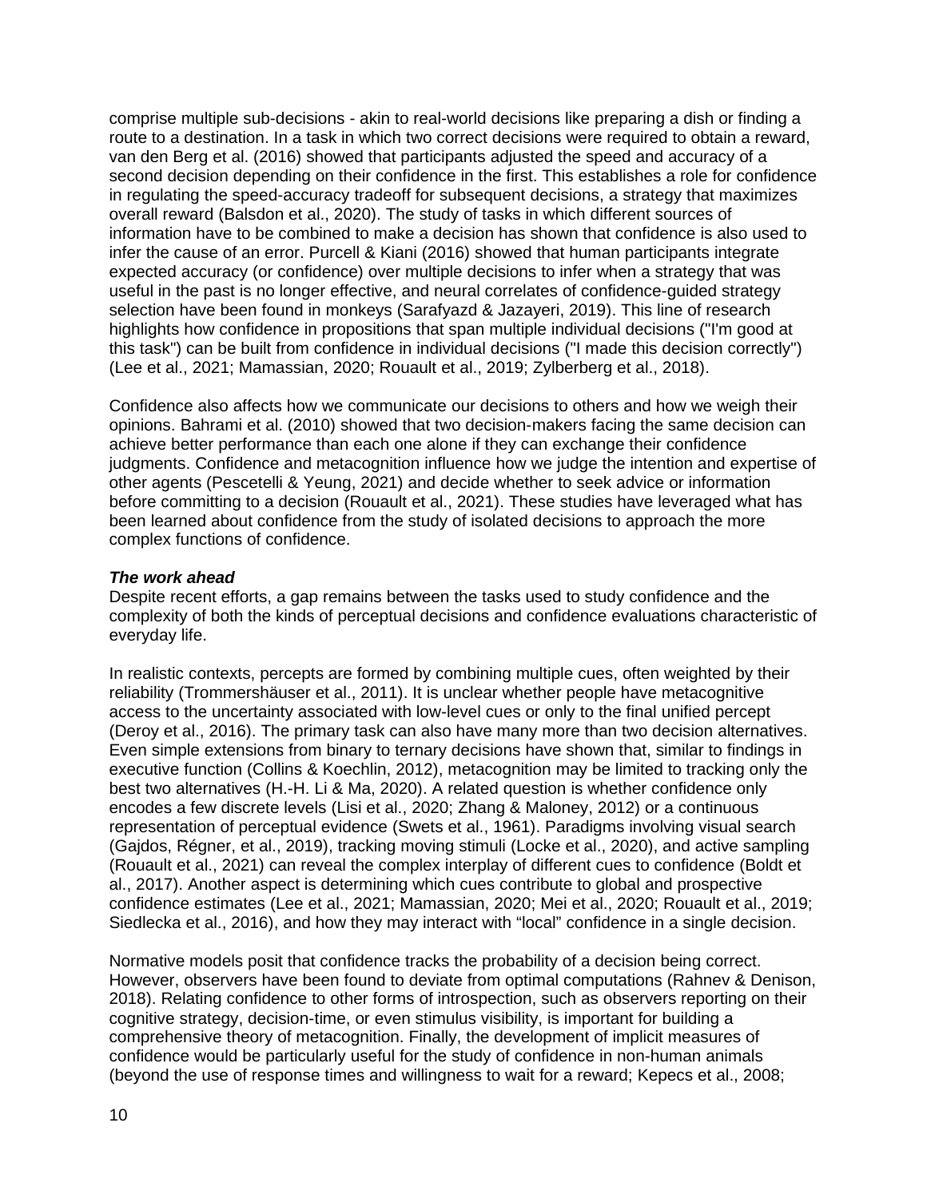comprise multiple sub-decisions - akin to real-world decisions like preparing a dish or finding a route to a destination. In a task in which two correct decisions were required to obtain a reward, van den Berg et al. (2016) showed that participants adjusted the speed and accuracy of a second decision depending on their confidence in the first. This establishes a role for confidence in regulating the speed-accuracy tradeoff for subsequent decisions, a strategy that maximizes overall reward (Balsdon et al., 2020). The study of tasks in which different sources of information have to be combined to make a decision has shown that confidence is also used to infer the cause of an error. Purcell & Kiani (2016) showed that human participants integrate expected accuracy (or confidence) over multiple decisions to infer when a strategy that was useful in the past is no longer effective, and neural correlates of confidence-guided strategy selection have been found in monkeys (Sarafyazd & Jazayeri, 2019). This line of research highlights how confidence in propositions that span multiple individual decisions ("I'm good at this task") can be built from confidence in individual decisions ("I made this decision correctly") (Lee et al., 2021; Mamassian, 2020; Rouault et al., 2019; Zylberberg et al., 2018).

Confidence also affects how we communicate our decisions to others and how we weigh their opinions. Bahrami et al. (2010) showed that two decision-makers facing the same decision can achieve better performance than each one alone if they can exchange their confidence judgments. Confidence and metacognition influence how we judge the intention and expertise of other agents (Pescetelli & Yeung, 2021) and decide whether to seek advice or information before committing to a decision (Rouault et al., 2021). These studies have leveraged what has been learned about confidence from the study of isolated decisions to approach the more complex functions of confidence.

***The work ahead***

Despite recent efforts, a gap remains between the tasks used to study confidence and the complexity of both the kinds of perceptual decisions and confidence evaluations characteristic of everyday life.

In realistic contexts, percepts are formed by combining multiple cues, often weighted by their reliability (Trommershäuser et al., 2011). It is unclear whether people have metacognitive access to the uncertainty associated with low-level cues or only to the final unified percept (Deroy et al., 2016). The primary task can also have many more than two decision alternatives. Even simple extensions from binary to ternary decisions have shown that, similar to findings in executive function (Collins & Koechlin, 2012), metacognition may be limited to tracking only the best two alternatives (H.-H. Li & Ma, 2020). A related question is whether confidence only encodes a few discrete levels (Lisi et al., 2020; Zhang & Maloney, 2012) or a continuous representation of perceptual evidence (Swets et al., 1961). Paradigms involving visual search (Gajdos, Régner, et al., 2019), tracking moving stimuli (Locke et al., 2020), and active sampling (Rouault et al., 2021) can reveal the complex interplay of different cues to confidence (Boldt et al., 2017). Another aspect is determining which cues contribute to global and prospective confidence estimates (Lee et al., 2021; Mamassian, 2020; Mei et al., 2020; Rouault et al., 2019; Siedlecka et al., 2016), and how they may interact with "local" confidence in a single decision.

Normative models posit that confidence tracks the probability of a decision being correct. However, observers have been found to deviate from optimal computations (Rahnev & Denison, 2018). Relating confidence to other forms of introspection, such as observers reporting on their cognitive strategy, decision-time, or even stimulus visibility, is important for building a comprehensive theory of metacognition. Finally, the development of implicit measures of confidence would be particularly useful for the study of confidence in non-human animals (beyond the use of response times and willingness to wait for a reward; Kepecs et al., 2008;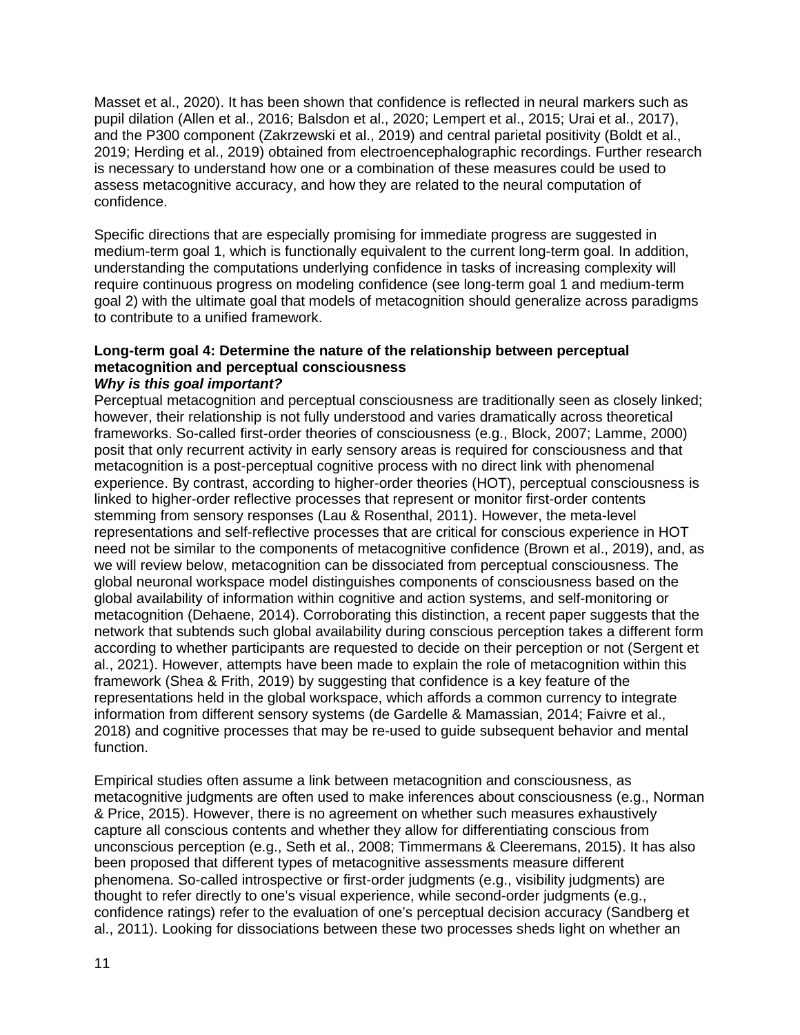Masset et al., 2020). It has been shown that confidence is reflected in neural markers such as pupil dilation (Allen et al., 2016; Balsdon et al., 2020; Lempert et al., 2015; Urai et al., 2017), and the P300 component (Zakrzewski et al., 2019) and central parietal positivity (Boldt et al., 2019; Herding et al., 2019) obtained from electroencephalographic recordings. Further research is necessary to understand how one or a combination of these measures could be used to assess metacognitive accuracy, and how they are related to the neural computation of confidence.

Specific directions that are especially promising for immediate progress are suggested in medium-term goal 1, which is functionally equivalent to the current long-term goal. In addition, understanding the computations underlying confidence in tasks of increasing complexity will require continuous progress on modeling confidence (see long-term goal 1 and medium-term goal 2) with the ultimate goal that models of metacognition should generalize across paradigms to contribute to a unified framework.

**Long-term goal 4: Determine the nature of the relationship between perceptual metacognition and perceptual consciousness**

***Why is this goal important?***

Perceptual metacognition and perceptual consciousness are traditionally seen as closely linked; however, their relationship is not fully understood and varies dramatically across theoretical frameworks. So-called first-order theories of consciousness (e.g., Block, 2007; Lamme, 2000) posit that only recurrent activity in early sensory areas is required for consciousness and that metacognition is a post-perceptual cognitive process with no direct link with phenomenal experience. By contrast, according to higher-order theories (HOT), perceptual consciousness is linked to higher-order reflective processes that represent or monitor first-order contents stemming from sensory responses (Lau & Rosenthal, 2011). However, the meta-level representations and self-reflective processes that are critical for conscious experience in HOT need not be similar to the components of metacognitive confidence (Brown et al., 2019), and, as we will review below, metacognition can be dissociated from perceptual consciousness. The global neuronal workspace model distinguishes components of consciousness based on the global availability of information within cognitive and action systems, and self-monitoring or metacognition (Dehaene, 2014). Corroborating this distinction, a recent paper suggests that the network that subtends such global availability during conscious perception takes a different form according to whether participants are requested to decide on their perception or not (Sergent et al., 2021). However, attempts have been made to explain the role of metacognition within this framework (Shea & Frith, 2019) by suggesting that confidence is a key feature of the representations held in the global workspace, which affords a common currency to integrate information from different sensory systems (de Gardelle & Mamassian, 2014; Faivre et al., 2018) and cognitive processes that may be re-used to guide subsequent behavior and mental function.

Empirical studies often assume a link between metacognition and consciousness, as metacognitive judgments are often used to make inferences about consciousness (e.g., Norman & Price, 2015). However, there is no agreement on whether such measures exhaustively capture all conscious contents and whether they allow for differentiating conscious from unconscious perception (e.g., Seth et al., 2008; Timmermans & Cleeremans, 2015). It has also been proposed that different types of metacognitive assessments measure different phenomena. So-called introspective or first-order judgments (e.g., visibility judgments) are thought to refer directly to one's visual experience, while second-order judgments (e.g., confidence ratings) refer to the evaluation of one's perceptual decision accuracy (Sandberg et al., 2011). Looking for dissociations between these two processes sheds light on whether an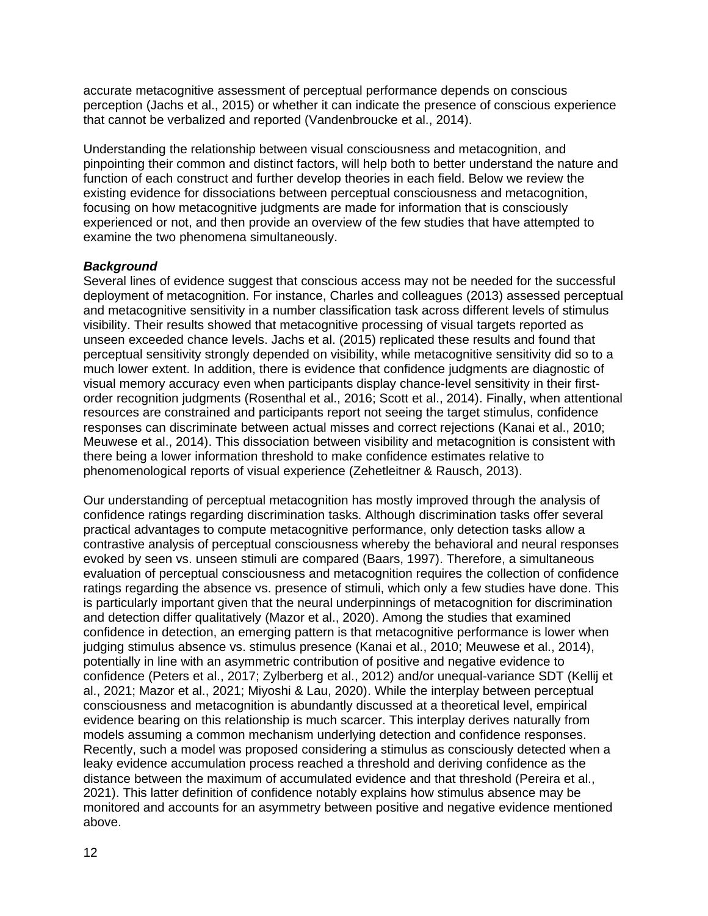accurate metacognitive assessment of perceptual performance depends on conscious perception (Jachs et al., 2015) or whether it can indicate the presence of conscious experience that cannot be verbalized and reported (Vandenbroucke et al., 2014).

Understanding the relationship between visual consciousness and metacognition, and pinpointing their common and distinct factors, will help both to better understand the nature and function of each construct and further develop theories in each field. Below we review the existing evidence for dissociations between perceptual consciousness and metacognition, focusing on how metacognitive judgments are made for information that is consciously experienced or not, and then provide an overview of the few studies that have attempted to examine the two phenomena simultaneously.

***Background***

Several lines of evidence suggest that conscious access may not be needed for the successful deployment of metacognition. For instance, Charles and colleagues (2013) assessed perceptual and metacognitive sensitivity in a number classification task across different levels of stimulus visibility. Their results showed that metacognitive processing of visual targets reported as unseen exceeded chance levels. Jachs et al. (2015) replicated these results and found that perceptual sensitivity strongly depended on visibility, while metacognitive sensitivity did so to a much lower extent. In addition, there is evidence that confidence judgments are diagnostic of visual memory accuracy even when participants display chance-level sensitivity in their first-order recognition judgments (Rosenthal et al., 2016; Scott et al., 2014). Finally, when attentional resources are constrained and participants report not seeing the target stimulus, confidence responses can discriminate between actual misses and correct rejections (Kanai et al., 2010; Meuwese et al., 2014). This dissociation between visibility and metacognition is consistent with there being a lower information threshold to make confidence estimates relative to phenomenological reports of visual experience (Zehetleitner & Rausch, 2013).

Our understanding of perceptual metacognition has mostly improved through the analysis of confidence ratings regarding discrimination tasks. Although discrimination tasks offer several practical advantages to compute metacognitive performance, only detection tasks allow a contrastive analysis of perceptual consciousness whereby the behavioral and neural responses evoked by seen vs. unseen stimuli are compared (Baars, 1997). Therefore, a simultaneous evaluation of perceptual consciousness and metacognition requires the collection of confidence ratings regarding the absence vs. presence of stimuli, which only a few studies have done. This is particularly important given that the neural underpinnings of metacognition for discrimination and detection differ qualitatively (Mazor et al., 2020). Among the studies that examined confidence in detection, an emerging pattern is that metacognitive performance is lower when judging stimulus absence vs. stimulus presence (Kanai et al., 2010; Meuwese et al., 2014), potentially in line with an asymmetric contribution of positive and negative evidence to confidence (Peters et al., 2017; Zylberberg et al., 2012) and/or unequal-variance SDT (Kellij et al., 2021; Mazor et al., 2021; Miyoshi & Lau, 2020). While the interplay between perceptual consciousness and metacognition is abundantly discussed at a theoretical level, empirical evidence bearing on this relationship is much scarcer. This interplay derives naturally from models assuming a common mechanism underlying detection and confidence responses. Recently, such a model was proposed considering a stimulus as consciously detected when a leaky evidence accumulation process reached a threshold and deriving confidence as the distance between the maximum of accumulated evidence and that threshold (Pereira et al., 2021). This latter definition of confidence notably explains how stimulus absence may be monitored and accounts for an asymmetry between positive and negative evidence mentioned above.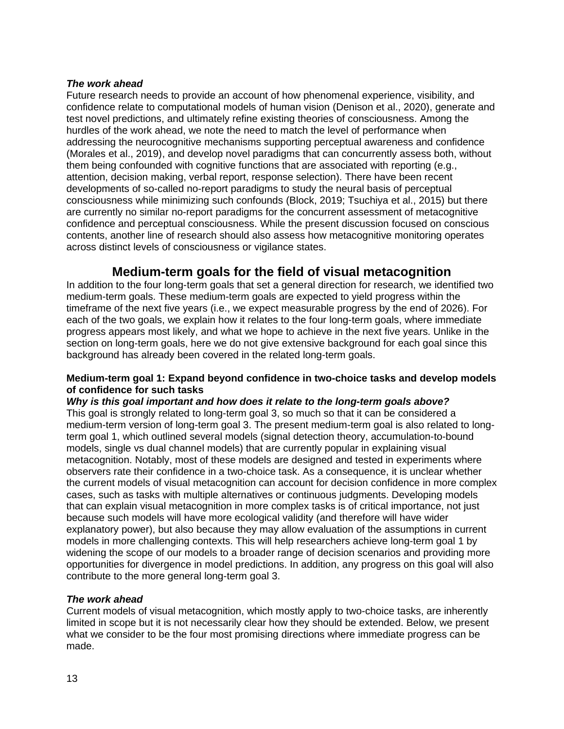***The work ahead***

Future research needs to provide an account of how phenomenal experience, visibility, and confidence relate to computational models of human vision (Denison et al., 2020), generate and test novel predictions, and ultimately refine existing theories of consciousness. Among the hurdles of the work ahead, we note the need to match the level of performance when addressing the neurocognitive mechanisms supporting perceptual awareness and confidence (Morales et al., 2019), and develop novel paradigms that can concurrently assess both, without them being confounded with cognitive functions that are associated with reporting (e.g., attention, decision making, verbal report, response selection). There have been recent developments of so-called no-report paradigms to study the neural basis of perceptual consciousness while minimizing such confounds (Block, 2019; Tsuchiya et al., 2015) but there are currently no similar no-report paradigms for the concurrent assessment of metacognitive confidence and perceptual consciousness. While the present discussion focused on conscious contents, another line of research should also assess how metacognitive monitoring operates across distinct levels of consciousness or vigilance states.

## Medium-term goals for the field of visual metacognition

In addition to the four long-term goals that set a general direction for research, we identified two medium-term goals. These medium-term goals are expected to yield progress within the timeframe of the next five years (i.e., we expect measurable progress by the end of 2026). For each of the two goals, we explain how it relates to the four long-term goals, where immediate progress appears most likely, and what we hope to achieve in the next five years. Unlike in the section on long-term goals, here we do not give extensive background for each goal since this background has already been covered in the related long-term goals.

### Medium-term goal 1: Expand beyond confidence in two-choice tasks and develop models of confidence for such tasks

***Why is this goal important and how does it relate to the long-term goals above?***

This goal is strongly related to long-term goal 3, so much so that it can be considered a medium-term version of long-term goal 3. The present medium-term goal is also related to long-term goal 1, which outlined several models (signal detection theory, accumulation-to-bound models, single vs dual channel models) that are currently popular in explaining visual metacognition. Notably, most of these models are designed and tested in experiments where observers rate their confidence in a two-choice task. As a consequence, it is unclear whether the current models of visual metacognition can account for decision confidence in more complex cases, such as tasks with multiple alternatives or continuous judgments. Developing models that can explain visual metacognition in more complex tasks is of critical importance, not just because such models will have more ecological validity (and therefore will have wider explanatory power), but also because they may allow evaluation of the assumptions in current models in more challenging contexts. This will help researchers achieve long-term goal 1 by widening the scope of our models to a broader range of decision scenarios and providing more opportunities for divergence in model predictions. In addition, any progress on this goal will also contribute to the more general long-term goal 3.

***The work ahead***

Current models of visual metacognition, which mostly apply to two-choice tasks, are inherently limited in scope but it is not necessarily clear how they should be extended. Below, we present what we consider to be the four most promising directions where immediate progress can be made.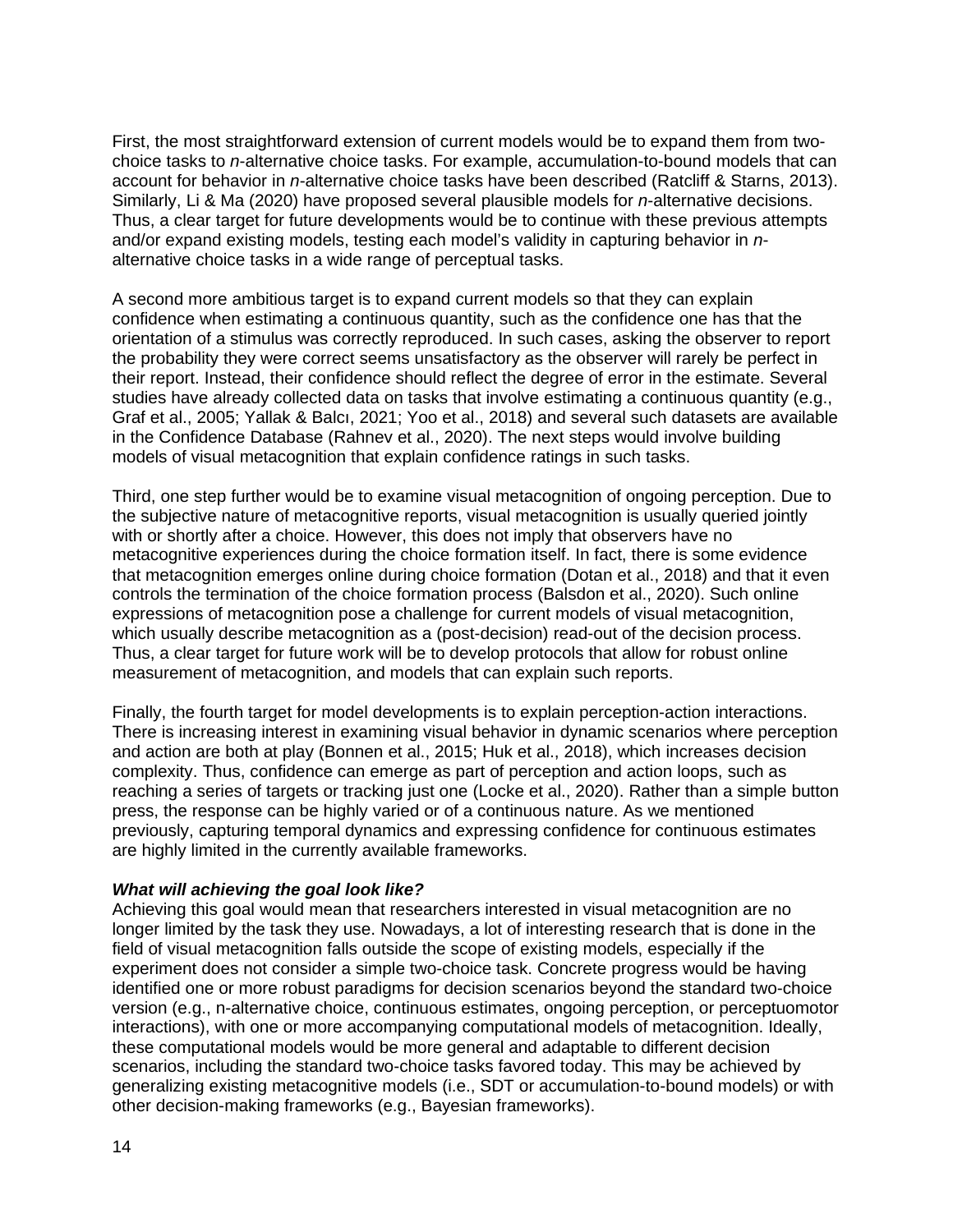First, the most straightforward extension of current models would be to expand them from two-choice tasks to *n*-alternative choice tasks. For example, accumulation-to-bound models that can account for behavior in *n*-alternative choice tasks have been described (Ratcliff & Starns, 2013). Similarly, Li & Ma (2020) have proposed several plausible models for *n*-alternative decisions. Thus, a clear target for future developments would be to continue with these previous attempts and/or expand existing models, testing each model's validity in capturing behavior in *n*-alternative choice tasks in a wide range of perceptual tasks.

A second more ambitious target is to expand current models so that they can explain confidence when estimating a continuous quantity, such as the confidence one has that the orientation of a stimulus was correctly reproduced. In such cases, asking the observer to report the probability they were correct seems unsatisfactory as the observer will rarely be perfect in their report. Instead, their confidence should reflect the degree of error in the estimate. Several studies have already collected data on tasks that involve estimating a continuous quantity (e.g., Graf et al., 2005; Yallak & Balcı, 2021; Yoo et al., 2018) and several such datasets are available in the Confidence Database (Rahnev et al., 2020). The next steps would involve building models of visual metacognition that explain confidence ratings in such tasks.

Third, one step further would be to examine visual metacognition of ongoing perception. Due to the subjective nature of metacognitive reports, visual metacognition is usually queried jointly with or shortly after a choice. However, this does not imply that observers have no metacognitive experiences during the choice formation itself. In fact, there is some evidence that metacognition emerges online during choice formation (Dotan et al., 2018) and that it even controls the termination of the choice formation process (Balsdon et al., 2020). Such online expressions of metacognition pose a challenge for current models of visual metacognition, which usually describe metacognition as a (post-decision) read-out of the decision process. Thus, a clear target for future work will be to develop protocols that allow for robust online measurement of metacognition, and models that can explain such reports.

Finally, the fourth target for model developments is to explain perception-action interactions. There is increasing interest in examining visual behavior in dynamic scenarios where perception and action are both at play (Bonnen et al., 2015; Huk et al., 2018), which increases decision complexity. Thus, confidence can emerge as part of perception and action loops, such as reaching a series of targets or tracking just one (Locke et al., 2020). Rather than a simple button press, the response can be highly varied or of a continuous nature. As we mentioned previously, capturing temporal dynamics and expressing confidence for continuous estimates are highly limited in the currently available frameworks.

***What will achieving the goal look like?***

Achieving this goal would mean that researchers interested in visual metacognition are no longer limited by the task they use. Nowadays, a lot of interesting research that is done in the field of visual metacognition falls outside the scope of existing models, especially if the experiment does not consider a simple two-choice task. Concrete progress would be having identified one or more robust paradigms for decision scenarios beyond the standard two-choice version (e.g., n-alternative choice, continuous estimates, ongoing perception, or perceptuomotor interactions), with one or more accompanying computational models of metacognition. Ideally, these computational models would be more general and adaptable to different decision scenarios, including the standard two-choice tasks favored today. This may be achieved by generalizing existing metacognitive models (i.e., SDT or accumulation-to-bound models) or with other decision-making frameworks (e.g., Bayesian frameworks).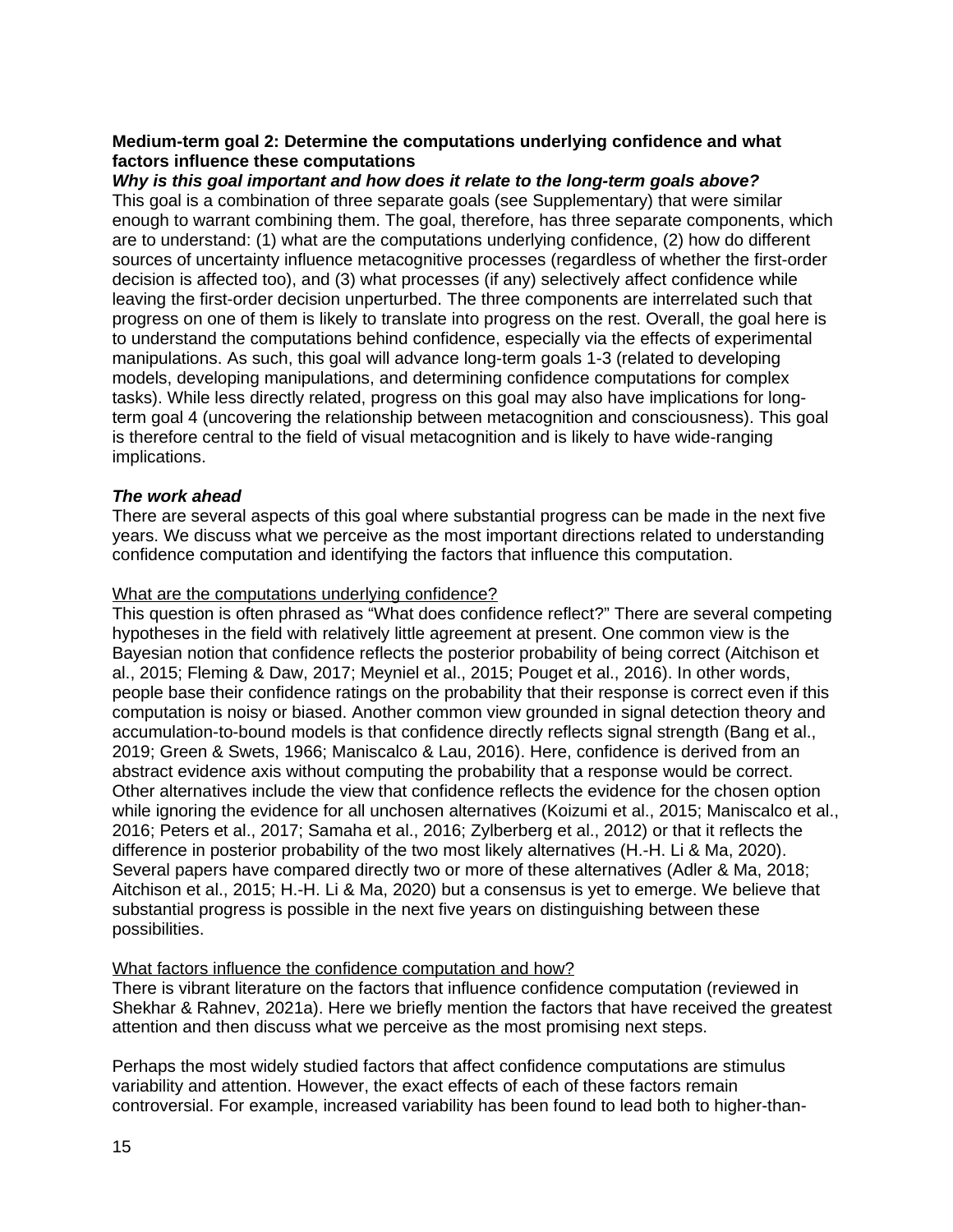**Medium-term goal 2: Determine the computations underlying confidence and what factors influence these computations**

***Why is this goal important and how does it relate to the long-term goals above?***

This goal is a combination of three separate goals (see Supplementary) that were similar enough to warrant combining them. The goal, therefore, has three separate components, which are to understand: (1) what are the computations underlying confidence, (2) how do different sources of uncertainty influence metacognitive processes (regardless of whether the first-order decision is affected too), and (3) what processes (if any) selectively affect confidence while leaving the first-order decision unperturbed. The three components are interrelated such that progress on one of them is likely to translate into progress on the rest. Overall, the goal here is to understand the computations behind confidence, especially via the effects of experimental manipulations. As such, this goal will advance long-term goals 1-3 (related to developing models, developing manipulations, and determining confidence computations for complex tasks). While less directly related, progress on this goal may also have implications for long-term goal 4 (uncovering the relationship between metacognition and consciousness). This goal is therefore central to the field of visual metacognition and is likely to have wide-ranging implications.

***The work ahead***

There are several aspects of this goal where substantial progress can be made in the next five years. We discuss what we perceive as the most important directions related to understanding confidence computation and identifying the factors that influence this computation.

<u>What are the computations underlying confidence?</u>

This question is often phrased as "What does confidence reflect?" There are several competing hypotheses in the field with relatively little agreement at present. One common view is the Bayesian notion that confidence reflects the posterior probability of being correct (Aitchison et al., 2015; Fleming & Daw, 2017; Meyniel et al., 2015; Pouget et al., 2016). In other words, people base their confidence ratings on the probability that their response is correct even if this computation is noisy or biased. Another common view grounded in signal detection theory and accumulation-to-bound models is that confidence directly reflects signal strength (Bang et al., 2019; Green & Swets, 1966; Maniscalco & Lau, 2016). Here, confidence is derived from an abstract evidence axis without computing the probability that a response would be correct. Other alternatives include the view that confidence reflects the evidence for the chosen option while ignoring the evidence for all unchosen alternatives (Koizumi et al., 2015; Maniscalco et al., 2016; Peters et al., 2017; Samaha et al., 2016; Zylberberg et al., 2012) or that it reflects the difference in posterior probability of the two most likely alternatives (H.-H. Li & Ma, 2020). Several papers have compared directly two or more of these alternatives (Adler & Ma, 2018; Aitchison et al., 2015; H.-H. Li & Ma, 2020) but a consensus is yet to emerge. We believe that substantial progress is possible in the next five years on distinguishing between these possibilities.

<u>What factors influence the confidence computation and how?</u>

There is vibrant literature on the factors that influence confidence computation (reviewed in Shekhar & Rahnev, 2021a). Here we briefly mention the factors that have received the greatest attention and then discuss what we perceive as the most promising next steps.

Perhaps the most widely studied factors that affect confidence computations are stimulus variability and attention. However, the exact effects of each of these factors remain controversial. For example, increased variability has been found to lead both to higher-than-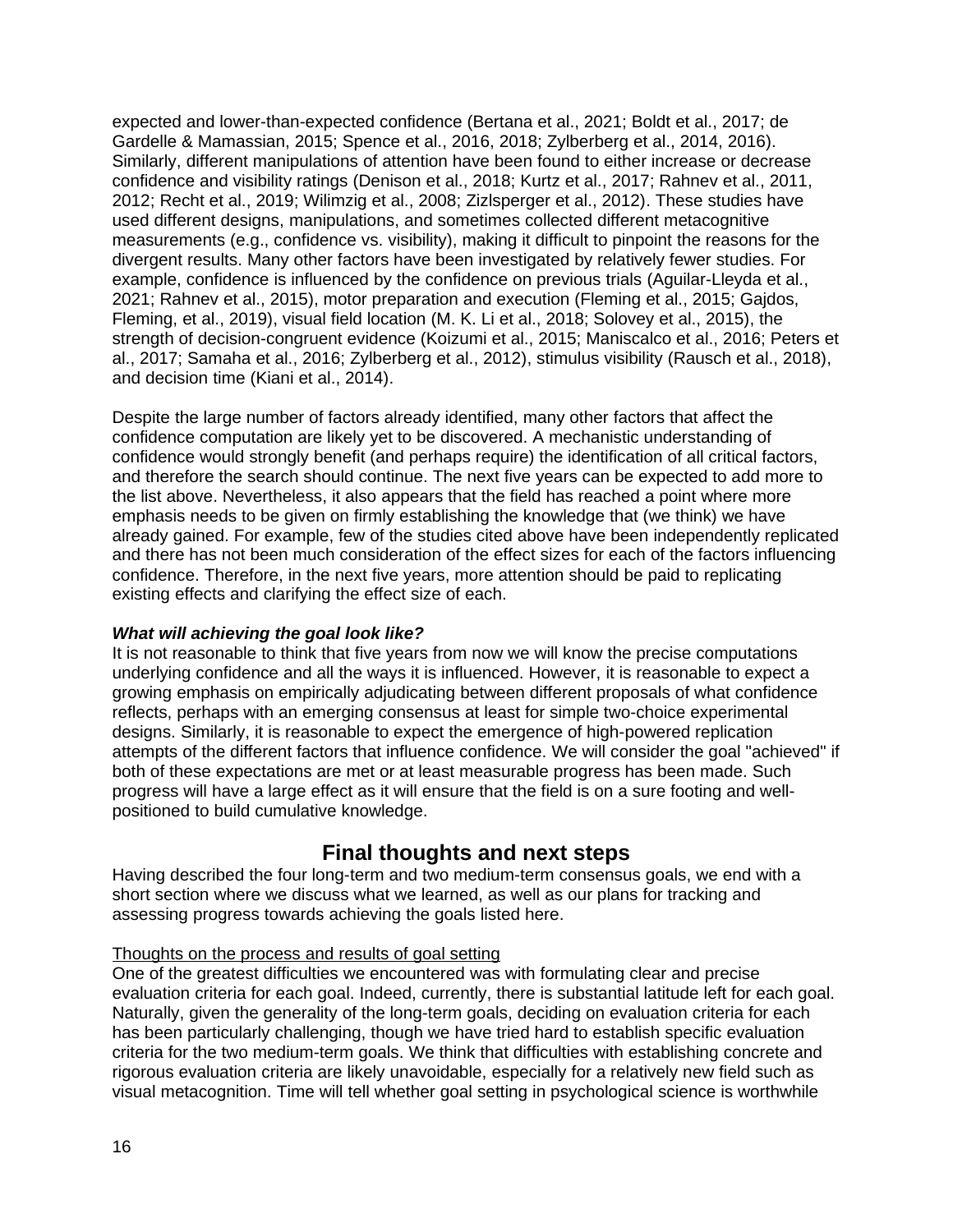expected and lower-than-expected confidence (Bertana et al., 2021; Boldt et al., 2017; de Gardelle & Mamassian, 2015; Spence et al., 2016, 2018; Zylberberg et al., 2014, 2016). Similarly, different manipulations of attention have been found to either increase or decrease confidence and visibility ratings (Denison et al., 2018; Kurtz et al., 2017; Rahnev et al., 2011, 2012; Recht et al., 2019; Wilimzig et al., 2008; Zizlsperger et al., 2012). These studies have used different designs, manipulations, and sometimes collected different metacognitive measurements (e.g., confidence vs. visibility), making it difficult to pinpoint the reasons for the divergent results. Many other factors have been investigated by relatively fewer studies. For example, confidence is influenced by the confidence on previous trials (Aguilar-Lleyda et al., 2021; Rahnev et al., 2015), motor preparation and execution (Fleming et al., 2015; Gajdos, Fleming, et al., 2019), visual field location (M. K. Li et al., 2018; Solovey et al., 2015), the strength of decision-congruent evidence (Koizumi et al., 2015; Maniscalco et al., 2016; Peters et al., 2017; Samaha et al., 2016; Zylberberg et al., 2012), stimulus visibility (Rausch et al., 2018), and decision time (Kiani et al., 2014).

Despite the large number of factors already identified, many other factors that affect the confidence computation are likely yet to be discovered. A mechanistic understanding of confidence would strongly benefit (and perhaps require) the identification of all critical factors, and therefore the search should continue. The next five years can be expected to add more to the list above. Nevertheless, it also appears that the field has reached a point where more emphasis needs to be given on firmly establishing the knowledge that (we think) we have already gained. For example, few of the studies cited above have been independently replicated and there has not been much consideration of the effect sizes for each of the factors influencing confidence. Therefore, in the next five years, more attention should be paid to replicating existing effects and clarifying the effect size of each.

***What will achieving the goal look like?***

It is not reasonable to think that five years from now we will know the precise computations underlying confidence and all the ways it is influenced. However, it is reasonable to expect a growing emphasis on empirically adjudicating between different proposals of what confidence reflects, perhaps with an emerging consensus at least for simple two-choice experimental designs. Similarly, it is reasonable to expect the emergence of high-powered replication attempts of the different factors that influence confidence. We will consider the goal "achieved" if both of these expectations are met or at least measurable progress has been made. Such progress will have a large effect as it will ensure that the field is on a sure footing and well-positioned to build cumulative knowledge.

## Final thoughts and next steps

Having described the four long-term and two medium-term consensus goals, we end with a short section where we discuss what we learned, as well as our plans for tracking and assessing progress towards achieving the goals listed here.

### Thoughts on the process and results of goal setting

One of the greatest difficulties we encountered was with formulating clear and precise evaluation criteria for each goal. Indeed, currently, there is substantial latitude left for each goal. Naturally, given the generality of the long-term goals, deciding on evaluation criteria for each has been particularly challenging, though we have tried hard to establish specific evaluation criteria for the two medium-term goals. We think that difficulties with establishing concrete and rigorous evaluation criteria are likely unavoidable, especially for a relatively new field such as visual metacognition. Time will tell whether goal setting in psychological science is worthwhile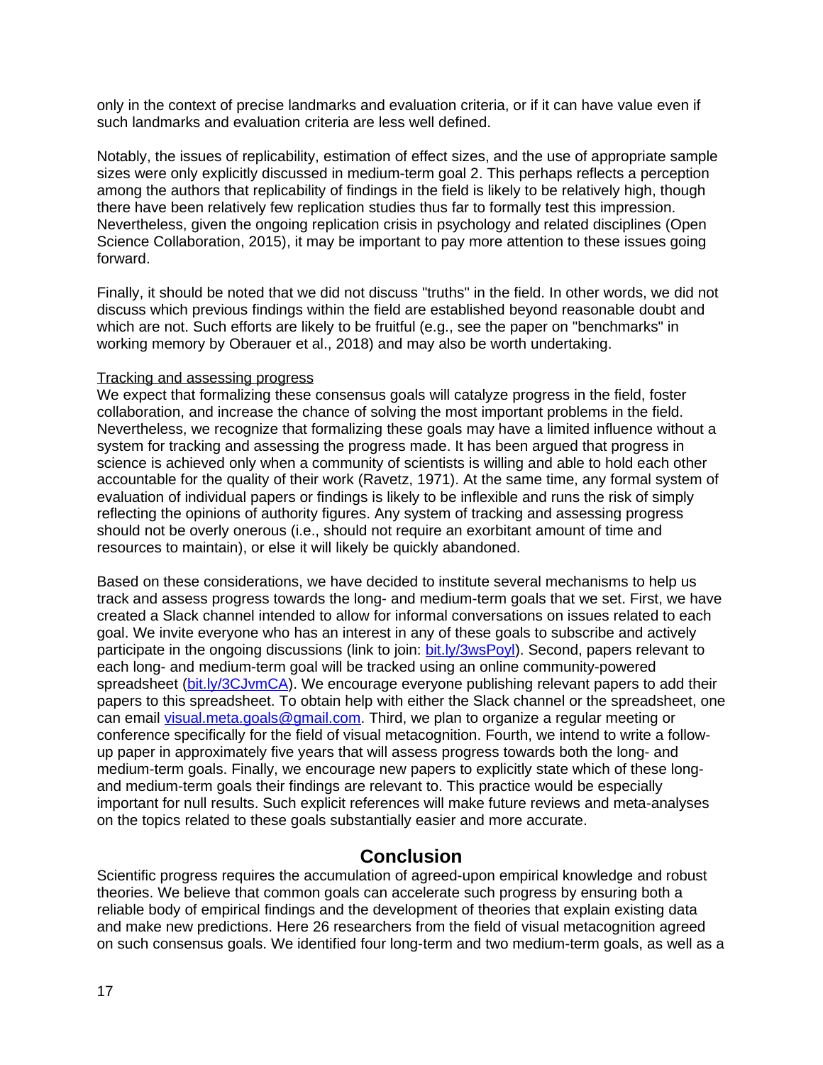only in the context of precise landmarks and evaluation criteria, or if it can have value even if such landmarks and evaluation criteria are less well defined.

Notably, the issues of replicability, estimation of effect sizes, and the use of appropriate sample sizes were only explicitly discussed in medium-term goal 2. This perhaps reflects a perception among the authors that replicability of findings in the field is likely to be relatively high, though there have been relatively few replication studies thus far to formally test this impression. Nevertheless, given the ongoing replication crisis in psychology and related disciplines (Open Science Collaboration, 2015), it may be important to pay more attention to these issues going forward.

Finally, it should be noted that we did not discuss "truths" in the field. In other words, we did not discuss which previous findings within the field are established beyond reasonable doubt and which are not. Such efforts are likely to be fruitful (e.g., see the paper on "benchmarks" in working memory by Oberauer et al., 2018) and may also be worth undertaking.

<u>Tracking and assessing progress</u>

We expect that formalizing these consensus goals will catalyze progress in the field, foster collaboration, and increase the chance of solving the most important problems in the field. Nevertheless, we recognize that formalizing these goals may have a limited influence without a system for tracking and assessing the progress made. It has been argued that progress in science is achieved only when a community of scientists is willing and able to hold each other accountable for the quality of their work (Ravetz, 1971). At the same time, any formal system of evaluation of individual papers or findings is likely to be inflexible and runs the risk of simply reflecting the opinions of authority figures. Any system of tracking and assessing progress should not be overly onerous (i.e., should not require an exorbitant amount of time and resources to maintain), or else it will likely be quickly abandoned.

Based on these considerations, we have decided to institute several mechanisms to help us track and assess progress towards the long- and medium-term goals that we set. First, we have created a Slack channel intended to allow for informal conversations on issues related to each goal. We invite everyone who has an interest in any of these goals to subscribe and actively participate in the ongoing discussions (link to join: bit.ly/3wsPoyl). Second, papers relevant to each long- and medium-term goal will be tracked using an online community-powered spreadsheet (bit.ly/3CJvmCA). We encourage everyone publishing relevant papers to add their papers to this spreadsheet. To obtain help with either the Slack channel or the spreadsheet, one can email visual.meta.goals@gmail.com. Third, we plan to organize a regular meeting or conference specifically for the field of visual metacognition. Fourth, we intend to write a follow-up paper in approximately five years that will assess progress towards both the long- and medium-term goals. Finally, we encourage new papers to explicitly state which of these long- and medium-term goals their findings are relevant to. This practice would be especially important for null results. Such explicit references will make future reviews and meta-analyses on the topics related to these goals substantially easier and more accurate.

## Conclusion

Scientific progress requires the accumulation of agreed-upon empirical knowledge and robust theories. We believe that common goals can accelerate such progress by ensuring both a reliable body of empirical findings and the development of theories that explain existing data and make new predictions. Here 26 researchers from the field of visual metacognition agreed on such consensus goals. We identified four long-term and two medium-term goals, as well as a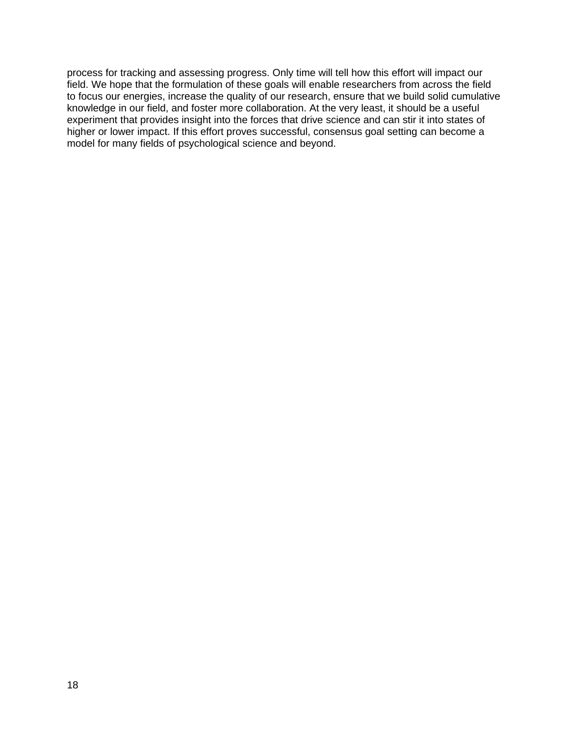process for tracking and assessing progress. Only time will tell how this effort will impact our field. We hope that the formulation of these goals will enable researchers from across the field to focus our energies, increase the quality of our research, ensure that we build solid cumulative knowledge in our field, and foster more collaboration. At the very least, it should be a useful experiment that provides insight into the forces that drive science and can stir it into states of higher or lower impact. If this effort proves successful, consensus goal setting can become a model for many fields of psychological science and beyond.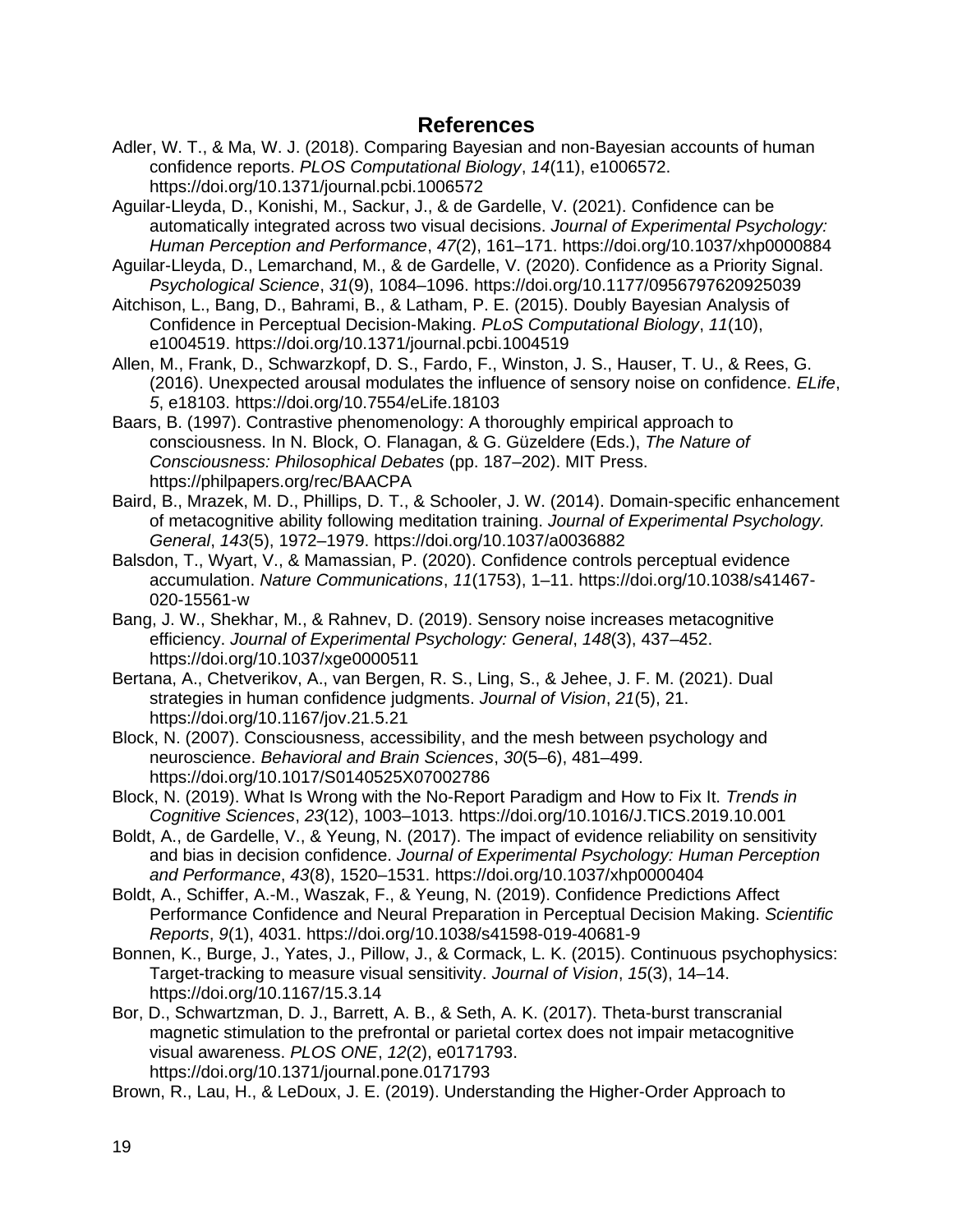# References

Adler, W. T., & Ma, W. J. (2018). Comparing Bayesian and non-Bayesian accounts of human confidence reports. *PLOS Computational Biology*, *14*(11), e1006572. https://doi.org/10.1371/journal.pcbi.1006572

Aguilar-Lleyda, D., Konishi, M., Sackur, J., & de Gardelle, V. (2021). Confidence can be automatically integrated across two visual decisions. *Journal of Experimental Psychology: Human Perception and Performance*, *47*(2), 161–171. https://doi.org/10.1037/xhp0000884

Aguilar-Lleyda, D., Lemarchand, M., & de Gardelle, V. (2020). Confidence as a Priority Signal. *Psychological Science*, *31*(9), 1084–1096. https://doi.org/10.1177/0956797620925039

Aitchison, L., Bang, D., Bahrami, B., & Latham, P. E. (2015). Doubly Bayesian Analysis of Confidence in Perceptual Decision-Making. *PLoS Computational Biology*, *11*(10), e1004519. https://doi.org/10.1371/journal.pcbi.1004519

Allen, M., Frank, D., Schwarzkopf, D. S., Fardo, F., Winston, J. S., Hauser, T. U., & Rees, G. (2016). Unexpected arousal modulates the influence of sensory noise on confidence. *ELife*, *5*, e18103. https://doi.org/10.7554/eLife.18103

Baars, B. (1997). Contrastive phenomenology: A thoroughly empirical approach to consciousness. In N. Block, O. Flanagan, & G. Güzeldere (Eds.), *The Nature of Consciousness: Philosophical Debates* (pp. 187–202). MIT Press. https://philpapers.org/rec/BAACPA

Baird, B., Mrazek, M. D., Phillips, D. T., & Schooler, J. W. (2014). Domain-specific enhancement of metacognitive ability following meditation training. *Journal of Experimental Psychology. General*, *143*(5), 1972–1979. https://doi.org/10.1037/a0036882

Balsdon, T., Wyart, V., & Mamassian, P. (2020). Confidence controls perceptual evidence accumulation. *Nature Communications*, *11*(1753), 1–11. https://doi.org/10.1038/s41467-020-15561-w

Bang, J. W., Shekhar, M., & Rahnev, D. (2019). Sensory noise increases metacognitive efficiency. *Journal of Experimental Psychology: General*, *148*(3), 437–452. https://doi.org/10.1037/xge0000511

Bertana, A., Chetverikov, A., van Bergen, R. S., Ling, S., & Jehee, J. F. M. (2021). Dual strategies in human confidence judgments. *Journal of Vision*, *21*(5), 21. https://doi.org/10.1167/jov.21.5.21

Block, N. (2007). Consciousness, accessibility, and the mesh between psychology and neuroscience. *Behavioral and Brain Sciences*, *30*(5–6), 481–499. https://doi.org/10.1017/S0140525X07002786

Block, N. (2019). What Is Wrong with the No-Report Paradigm and How to Fix It. *Trends in Cognitive Sciences*, *23*(12), 1003–1013. https://doi.org/10.1016/J.TICS.2019.10.001

Boldt, A., de Gardelle, V., & Yeung, N. (2017). The impact of evidence reliability on sensitivity and bias in decision confidence. *Journal of Experimental Psychology: Human Perception and Performance*, *43*(8), 1520–1531. https://doi.org/10.1037/xhp0000404

Boldt, A., Schiffer, A.-M., Waszak, F., & Yeung, N. (2019). Confidence Predictions Affect Performance Confidence and Neural Preparation in Perceptual Decision Making. *Scientific Reports*, *9*(1), 4031. https://doi.org/10.1038/s41598-019-40681-9

Bonnen, K., Burge, J., Yates, J., Pillow, J., & Cormack, L. K. (2015). Continuous psychophysics: Target-tracking to measure visual sensitivity. *Journal of Vision*, *15*(3), 14–14. https://doi.org/10.1167/15.3.14

Bor, D., Schwartzman, D. J., Barrett, A. B., & Seth, A. K. (2017). Theta-burst transcranial magnetic stimulation to the prefrontal or parietal cortex does not impair metacognitive visual awareness. *PLOS ONE*, *12*(2), e0171793. https://doi.org/10.1371/journal.pone.0171793

Brown, R., Lau, H., & LeDoux, J. E. (2019). Understanding the Higher-Order Approach to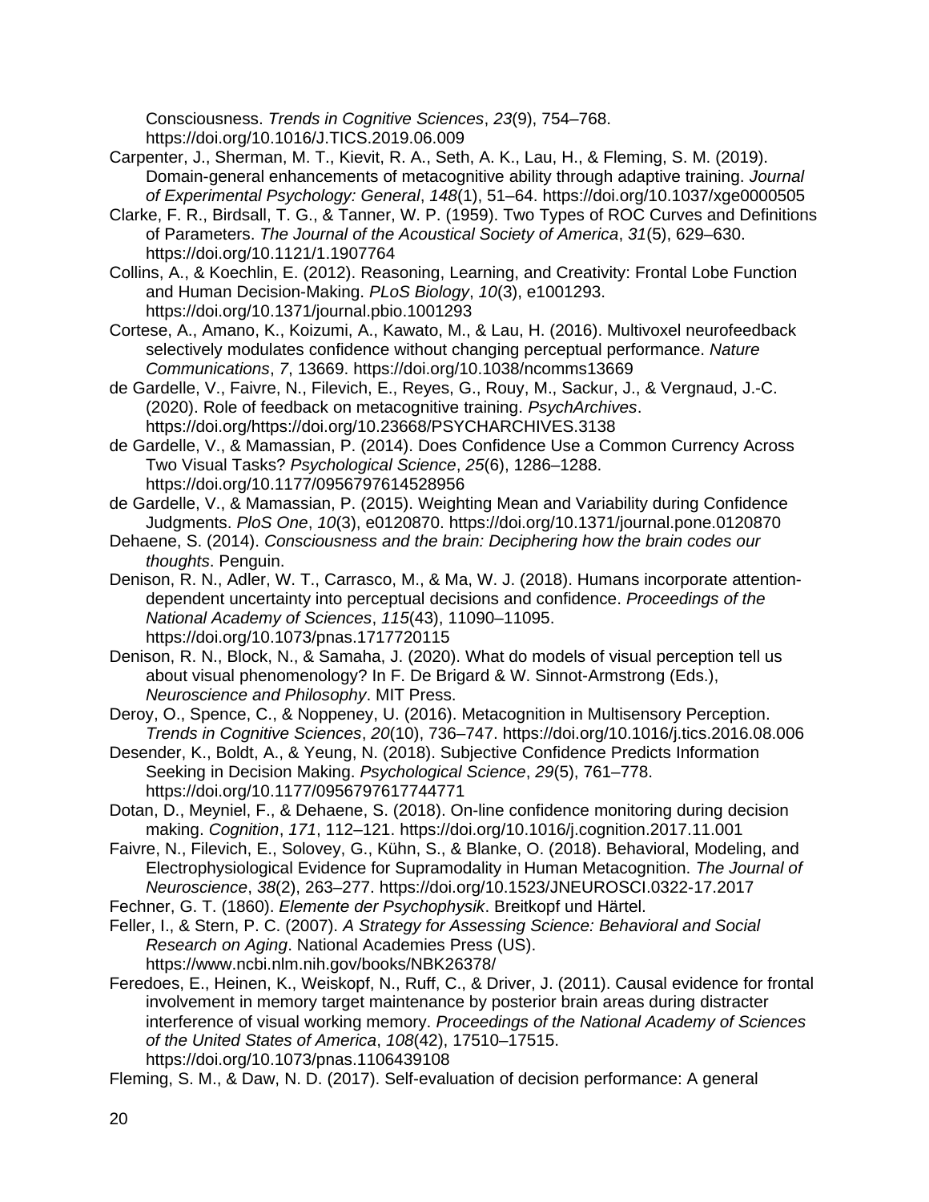Consciousness. *Trends in Cognitive Sciences*, *23*(9), 754–768. https://doi.org/10.1016/J.TICS.2019.06.009

Carpenter, J., Sherman, M. T., Kievit, R. A., Seth, A. K., Lau, H., & Fleming, S. M. (2019). Domain-general enhancements of metacognitive ability through adaptive training. *Journal of Experimental Psychology: General*, *148*(1), 51–64. https://doi.org/10.1037/xge0000505

Clarke, F. R., Birdsall, T. G., & Tanner, W. P. (1959). Two Types of ROC Curves and Definitions of Parameters. *The Journal of the Acoustical Society of America*, *31*(5), 629–630. https://doi.org/10.1121/1.1907764

Collins, A., & Koechlin, E. (2012). Reasoning, Learning, and Creativity: Frontal Lobe Function and Human Decision-Making. *PLoS Biology*, *10*(3), e1001293. https://doi.org/10.1371/journal.pbio.1001293

Cortese, A., Amano, K., Koizumi, A., Kawato, M., & Lau, H. (2016). Multivoxel neurofeedback selectively modulates confidence without changing perceptual performance. *Nature Communications*, *7*, 13669. https://doi.org/10.1038/ncomms13669

de Gardelle, V., Faivre, N., Filevich, E., Reyes, G., Rouy, M., Sackur, J., & Vergnaud, J.-C. (2020). Role of feedback on metacognitive training. *PsychArchives*. https://doi.org/https://doi.org/10.23668/PSYCHARCHIVES.3138

de Gardelle, V., & Mamassian, P. (2014). Does Confidence Use a Common Currency Across Two Visual Tasks? *Psychological Science*, *25*(6), 1286–1288. https://doi.org/10.1177/0956797614528956

de Gardelle, V., & Mamassian, P. (2015). Weighting Mean and Variability during Confidence Judgments. *PloS One*, *10*(3), e0120870. https://doi.org/10.1371/journal.pone.0120870

Dehaene, S. (2014). *Consciousness and the brain: Deciphering how the brain codes our thoughts*. Penguin.

Denison, R. N., Adler, W. T., Carrasco, M., & Ma, W. J. (2018). Humans incorporate attention-dependent uncertainty into perceptual decisions and confidence. *Proceedings of the National Academy of Sciences*, *115*(43), 11090–11095. https://doi.org/10.1073/pnas.1717720115

Denison, R. N., Block, N., & Samaha, J. (2020). What do models of visual perception tell us about visual phenomenology? In F. De Brigard & W. Sinnot-Armstrong (Eds.), *Neuroscience and Philosophy*. MIT Press.

Deroy, O., Spence, C., & Noppeney, U. (2016). Metacognition in Multisensory Perception. *Trends in Cognitive Sciences*, *20*(10), 736–747. https://doi.org/10.1016/j.tics.2016.08.006

Desender, K., Boldt, A., & Yeung, N. (2018). Subjective Confidence Predicts Information Seeking in Decision Making. *Psychological Science*, *29*(5), 761–778. https://doi.org/10.1177/0956797617744771

Dotan, D., Meyniel, F., & Dehaene, S. (2018). On-line confidence monitoring during decision making. *Cognition*, *171*, 112–121. https://doi.org/10.1016/j.cognition.2017.11.001

Faivre, N., Filevich, E., Solovey, G., Kühn, S., & Blanke, O. (2018). Behavioral, Modeling, and Electrophysiological Evidence for Supramodality in Human Metacognition. *The Journal of Neuroscience*, *38*(2), 263–277. https://doi.org/10.1523/JNEUROSCI.0322-17.2017

Fechner, G. T. (1860). *Elemente der Psychophysik*. Breitkopf und Härtel.

Feller, I., & Stern, P. C. (2007). *A Strategy for Assessing Science: Behavioral and Social Research on Aging*. National Academies Press (US). https://www.ncbi.nlm.nih.gov/books/NBK26378/

Feredoes, E., Heinen, K., Weiskopf, N., Ruff, C., & Driver, J. (2011). Causal evidence for frontal involvement in memory target maintenance by posterior brain areas during distracter interference of visual working memory. *Proceedings of the National Academy of Sciences of the United States of America*, *108*(42), 17510–17515. https://doi.org/10.1073/pnas.1106439108

Fleming, S. M., & Daw, N. D. (2017). Self-evaluation of decision performance: A general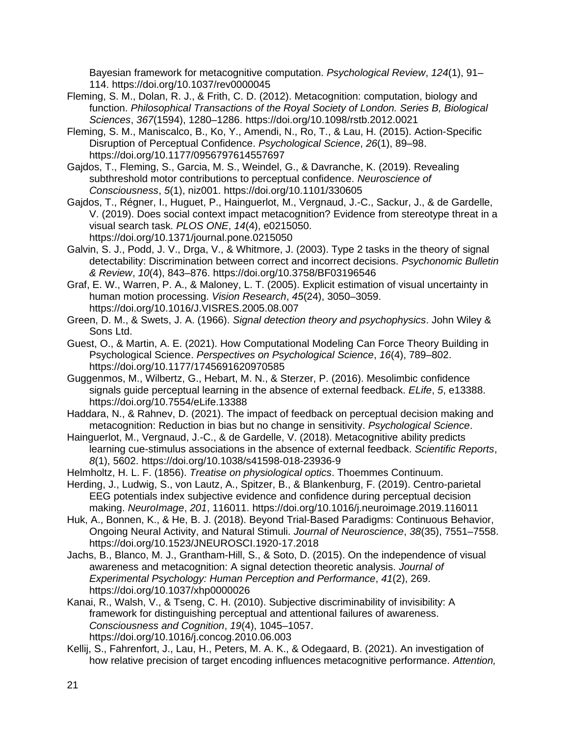Bayesian framework for metacognitive computation. *Psychological Review*, *124*(1), 91–114. https://doi.org/10.1037/rev0000045

Fleming, S. M., Dolan, R. J., & Frith, C. D. (2012). Metacognition: computation, biology and function. *Philosophical Transactions of the Royal Society of London. Series B, Biological Sciences*, *367*(1594), 1280–1286. https://doi.org/10.1098/rstb.2012.0021

Fleming, S. M., Maniscalco, B., Ko, Y., Amendi, N., Ro, T., & Lau, H. (2015). Action-Specific Disruption of Perceptual Confidence. *Psychological Science*, *26*(1), 89–98. https://doi.org/10.1177/0956797614557697

Gajdos, T., Fleming, S., Garcia, M. S., Weindel, G., & Davranche, K. (2019). Revealing subthreshold motor contributions to perceptual confidence. *Neuroscience of Consciousness*, *5*(1), niz001. https://doi.org/10.1101/330605

Gajdos, T., Régner, I., Huguet, P., Hainguerlot, M., Vergnaud, J.-C., Sackur, J., & de Gardelle, V. (2019). Does social context impact metacognition? Evidence from stereotype threat in a visual search task. *PLOS ONE*, *14*(4), e0215050. https://doi.org/10.1371/journal.pone.0215050

Galvin, S. J., Podd, J. V., Drga, V., & Whitmore, J. (2003). Type 2 tasks in the theory of signal detectability: Discrimination between correct and incorrect decisions. *Psychonomic Bulletin & Review*, *10*(4), 843–876. https://doi.org/10.3758/BF03196546

Graf, E. W., Warren, P. A., & Maloney, L. T. (2005). Explicit estimation of visual uncertainty in human motion processing. *Vision Research*, *45*(24), 3050–3059. https://doi.org/10.1016/J.VISRES.2005.08.007

Green, D. M., & Swets, J. A. (1966). *Signal detection theory and psychophysics*. John Wiley & Sons Ltd.

Guest, O., & Martin, A. E. (2021). How Computational Modeling Can Force Theory Building in Psychological Science. *Perspectives on Psychological Science*, *16*(4), 789–802. https://doi.org/10.1177/1745691620970585

Guggenmos, M., Wilbertz, G., Hebart, M. N., & Sterzer, P. (2016). Mesolimbic confidence signals guide perceptual learning in the absence of external feedback. *ELife*, *5*, e13388. https://doi.org/10.7554/eLife.13388

Haddara, N., & Rahnev, D. (2021). The impact of feedback on perceptual decision making and metacognition: Reduction in bias but no change in sensitivity. *Psychological Science*.

Hainguerlot, M., Vergnaud, J.-C., & de Gardelle, V. (2018). Metacognitive ability predicts learning cue-stimulus associations in the absence of external feedback. *Scientific Reports*, *8*(1), 5602. https://doi.org/10.1038/s41598-018-23936-9

Helmholtz, H. L. F. (1856). *Treatise on physiological optics*. Thoemmes Continuum.

Herding, J., Ludwig, S., von Lautz, A., Spitzer, B., & Blankenburg, F. (2019). Centro-parietal EEG potentials index subjective evidence and confidence during perceptual decision making. *NeuroImage*, *201*, 116011. https://doi.org/10.1016/j.neuroimage.2019.116011

Huk, A., Bonnen, K., & He, B. J. (2018). Beyond Trial-Based Paradigms: Continuous Behavior, Ongoing Neural Activity, and Natural Stimuli. *Journal of Neuroscience*, *38*(35), 7551–7558. https://doi.org/10.1523/JNEUROSCI.1920-17.2018

Jachs, B., Blanco, M. J., Grantham-Hill, S., & Soto, D. (2015). On the independence of visual awareness and metacognition: A signal detection theoretic analysis. *Journal of Experimental Psychology: Human Perception and Performance*, *41*(2), 269. https://doi.org/10.1037/xhp0000026

Kanai, R., Walsh, V., & Tseng, C. H. (2010). Subjective discriminability of invisibility: A framework for distinguishing perceptual and attentional failures of awareness. *Consciousness and Cognition*, *19*(4), 1045–1057. https://doi.org/10.1016/j.concog.2010.06.003

Kellij, S., Fahrenfort, J., Lau, H., Peters, M. A. K., & Odegaard, B. (2021). An investigation of how relative precision of target encoding influences metacognitive performance. *Attention,*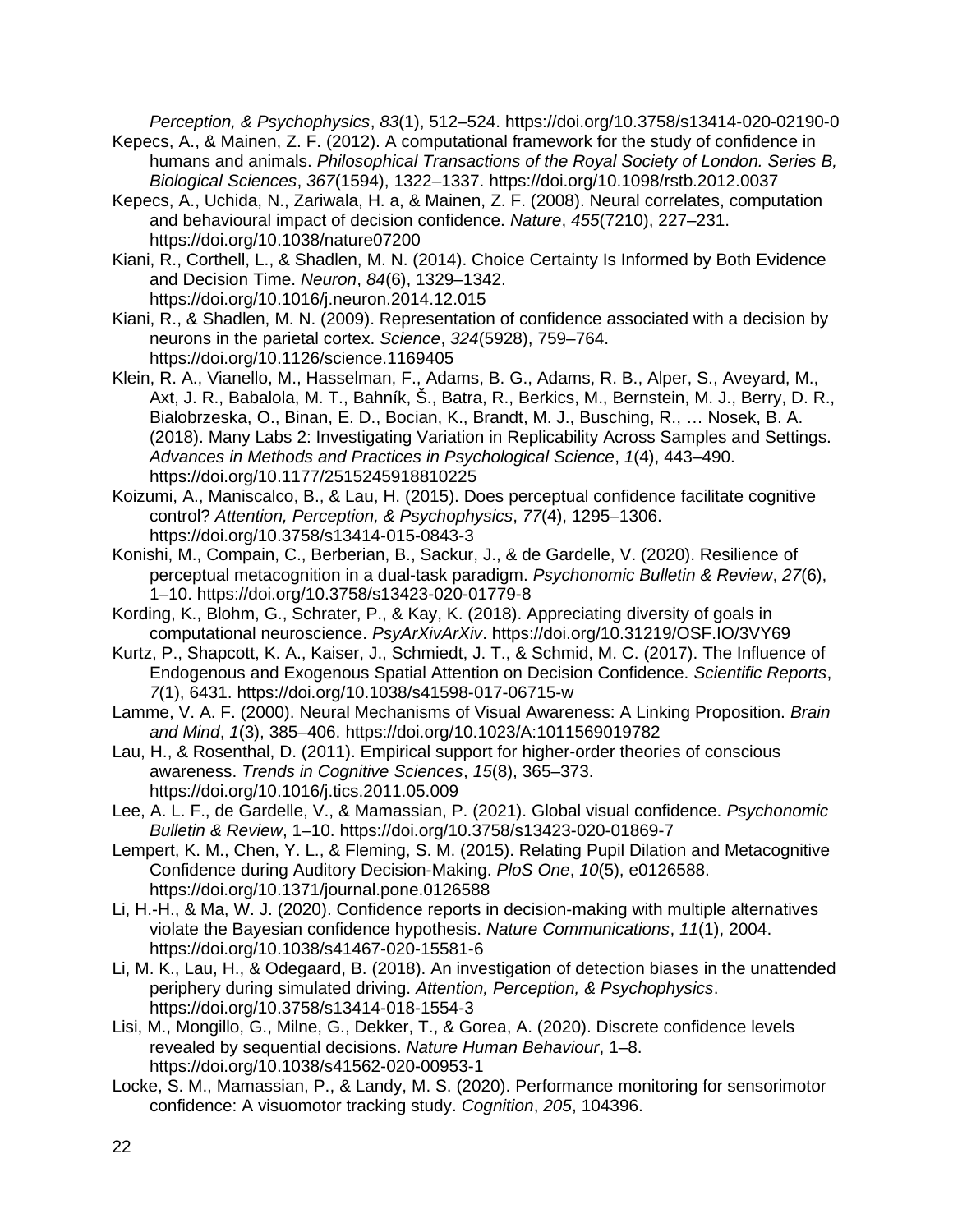*Perception, & Psychophysics*, *83*(1), 512–524. https://doi.org/10.3758/s13414-020-02190-0

Kepecs, A., & Mainen, Z. F. (2012). A computational framework for the study of confidence in humans and animals. *Philosophical Transactions of the Royal Society of London. Series B, Biological Sciences*, *367*(1594), 1322–1337. https://doi.org/10.1098/rstb.2012.0037

Kepecs, A., Uchida, N., Zariwala, H. a, & Mainen, Z. F. (2008). Neural correlates, computation and behavioural impact of decision confidence. *Nature*, *455*(7210), 227–231. https://doi.org/10.1038/nature07200

Kiani, R., Corthell, L., & Shadlen, M. N. (2014). Choice Certainty Is Informed by Both Evidence and Decision Time. *Neuron*, *84*(6), 1329–1342. https://doi.org/10.1016/j.neuron.2014.12.015

Kiani, R., & Shadlen, M. N. (2009). Representation of confidence associated with a decision by neurons in the parietal cortex. *Science*, *324*(5928), 759–764. https://doi.org/10.1126/science.1169405

Klein, R. A., Vianello, M., Hasselman, F., Adams, B. G., Adams, R. B., Alper, S., Aveyard, M., Axt, J. R., Babalola, M. T., Bahník, Š., Batra, R., Berkics, M., Bernstein, M. J., Berry, D. R., Bialobrzeska, O., Binan, E. D., Bocian, K., Brandt, M. J., Busching, R., … Nosek, B. A. (2018). Many Labs 2: Investigating Variation in Replicability Across Samples and Settings. *Advances in Methods and Practices in Psychological Science*, *1*(4), 443–490. https://doi.org/10.1177/2515245918810225

Koizumi, A., Maniscalco, B., & Lau, H. (2015). Does perceptual confidence facilitate cognitive control? *Attention, Perception, & Psychophysics*, *77*(4), 1295–1306. https://doi.org/10.3758/s13414-015-0843-3

Konishi, M., Compain, C., Berberian, B., Sackur, J., & de Gardelle, V. (2020). Resilience of perceptual metacognition in a dual-task paradigm. *Psychonomic Bulletin & Review*, *27*(6), 1–10. https://doi.org/10.3758/s13423-020-01779-8

Kording, K., Blohm, G., Schrater, P., & Kay, K. (2018). Appreciating diversity of goals in computational neuroscience. *PsyArXivArXiv*. https://doi.org/10.31219/OSF.IO/3VY69

Kurtz, P., Shapcott, K. A., Kaiser, J., Schmiedt, J. T., & Schmid, M. C. (2017). The Influence of Endogenous and Exogenous Spatial Attention on Decision Confidence. *Scientific Reports*, *7*(1), 6431. https://doi.org/10.1038/s41598-017-06715-w

Lamme, V. A. F. (2000). Neural Mechanisms of Visual Awareness: A Linking Proposition. *Brain and Mind*, *1*(3), 385–406. https://doi.org/10.1023/A:1011569019782

Lau, H., & Rosenthal, D. (2011). Empirical support for higher-order theories of conscious awareness. *Trends in Cognitive Sciences*, *15*(8), 365–373. https://doi.org/10.1016/j.tics.2011.05.009

Lee, A. L. F., de Gardelle, V., & Mamassian, P. (2021). Global visual confidence. *Psychonomic Bulletin & Review*, 1–10. https://doi.org/10.3758/s13423-020-01869-7

Lempert, K. M., Chen, Y. L., & Fleming, S. M. (2015). Relating Pupil Dilation and Metacognitive Confidence during Auditory Decision-Making. *PloS One*, *10*(5), e0126588. https://doi.org/10.1371/journal.pone.0126588

Li, H.-H., & Ma, W. J. (2020). Confidence reports in decision-making with multiple alternatives violate the Bayesian confidence hypothesis. *Nature Communications*, *11*(1), 2004. https://doi.org/10.1038/s41467-020-15581-6

Li, M. K., Lau, H., & Odegaard, B. (2018). An investigation of detection biases in the unattended periphery during simulated driving. *Attention, Perception, & Psychophysics*. https://doi.org/10.3758/s13414-018-1554-3

Lisi, M., Mongillo, G., Milne, G., Dekker, T., & Gorea, A. (2020). Discrete confidence levels revealed by sequential decisions. *Nature Human Behaviour*, 1–8. https://doi.org/10.1038/s41562-020-00953-1

Locke, S. M., Mamassian, P., & Landy, M. S. (2020). Performance monitoring for sensorimotor confidence: A visuomotor tracking study. *Cognition*, *205*, 104396.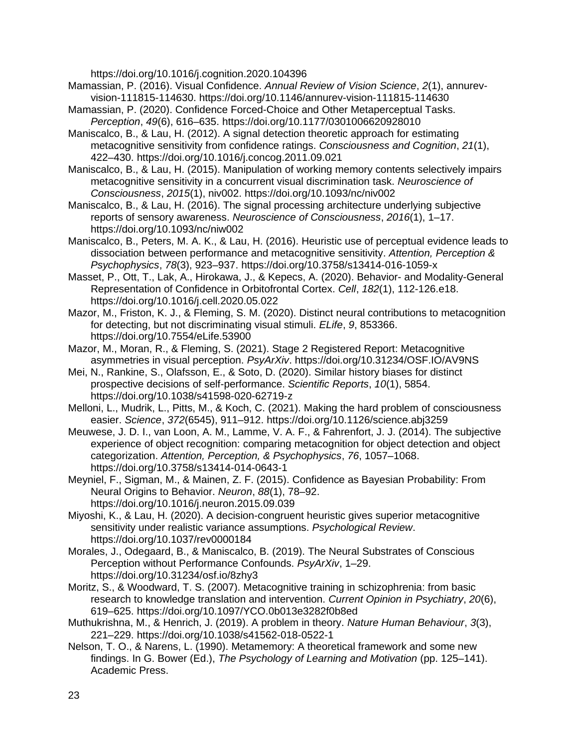https://doi.org/10.1016/j.cognition.2020.104396

Mamassian, P. (2016). Visual Confidence. *Annual Review of Vision Science*, *2*(1), annurev-vision-111815-114630. https://doi.org/10.1146/annurev-vision-111815-114630

Mamassian, P. (2020). Confidence Forced-Choice and Other Metaperceptual Tasks. *Perception*, *49*(6), 616–635. https://doi.org/10.1177/0301006620928010

Maniscalco, B., & Lau, H. (2012). A signal detection theoretic approach for estimating metacognitive sensitivity from confidence ratings. *Consciousness and Cognition*, *21*(1), 422–430. https://doi.org/10.1016/j.concog.2011.09.021

Maniscalco, B., & Lau, H. (2015). Manipulation of working memory contents selectively impairs metacognitive sensitivity in a concurrent visual discrimination task. *Neuroscience of Consciousness*, *2015*(1), niv002. https://doi.org/10.1093/nc/niv002

Maniscalco, B., & Lau, H. (2016). The signal processing architecture underlying subjective reports of sensory awareness. *Neuroscience of Consciousness*, *2016*(1), 1–17. https://doi.org/10.1093/nc/niw002

Maniscalco, B., Peters, M. A. K., & Lau, H. (2016). Heuristic use of perceptual evidence leads to dissociation between performance and metacognitive sensitivity. *Attention, Perception & Psychophysics*, *78*(3), 923–937. https://doi.org/10.3758/s13414-016-1059-x

Masset, P., Ott, T., Lak, A., Hirokawa, J., & Kepecs, A. (2020). Behavior- and Modality-General Representation of Confidence in Orbitofrontal Cortex. *Cell*, *182*(1), 112-126.e18. https://doi.org/10.1016/j.cell.2020.05.022

Mazor, M., Friston, K. J., & Fleming, S. M. (2020). Distinct neural contributions to metacognition for detecting, but not discriminating visual stimuli. *ELife*, *9*, 853366. https://doi.org/10.7554/eLife.53900

Mazor, M., Moran, R., & Fleming, S. (2021). Stage 2 Registered Report: Metacognitive asymmetries in visual perception. *PsyArXiv*. https://doi.org/10.31234/OSF.IO/AV9NS

Mei, N., Rankine, S., Olafsson, E., & Soto, D. (2020). Similar history biases for distinct prospective decisions of self-performance. *Scientific Reports*, *10*(1), 5854. https://doi.org/10.1038/s41598-020-62719-z

Melloni, L., Mudrik, L., Pitts, M., & Koch, C. (2021). Making the hard problem of consciousness easier. *Science*, *372*(6545), 911–912. https://doi.org/10.1126/science.abj3259

Meuwese, J. D. I., van Loon, A. M., Lamme, V. A. F., & Fahrenfort, J. J. (2014). The subjective experience of object recognition: comparing metacognition for object detection and object categorization. *Attention, Perception, & Psychophysics*, *76*, 1057–1068. https://doi.org/10.3758/s13414-014-0643-1

Meyniel, F., Sigman, M., & Mainen, Z. F. (2015). Confidence as Bayesian Probability: From Neural Origins to Behavior. *Neuron*, *88*(1), 78–92. https://doi.org/10.1016/j.neuron.2015.09.039

Miyoshi, K., & Lau, H. (2020). A decision-congruent heuristic gives superior metacognitive sensitivity under realistic variance assumptions. *Psychological Review*. https://doi.org/10.1037/rev0000184

Morales, J., Odegaard, B., & Maniscalco, B. (2019). The Neural Substrates of Conscious Perception without Performance Confounds. *PsyArXiv*, 1–29. https://doi.org/10.31234/osf.io/8zhy3

Moritz, S., & Woodward, T. S. (2007). Metacognitive training in schizophrenia: from basic research to knowledge translation and intervention. *Current Opinion in Psychiatry*, *20*(6), 619–625. https://doi.org/10.1097/YCO.0b013e3282f0b8ed

Muthukrishna, M., & Henrich, J. (2019). A problem in theory. *Nature Human Behaviour*, *3*(3), 221–229. https://doi.org/10.1038/s41562-018-0522-1

Nelson, T. O., & Narens, L. (1990). Metamemory: A theoretical framework and some new findings. In G. Bower (Ed.), *The Psychology of Learning and Motivation* (pp. 125–141). Academic Press.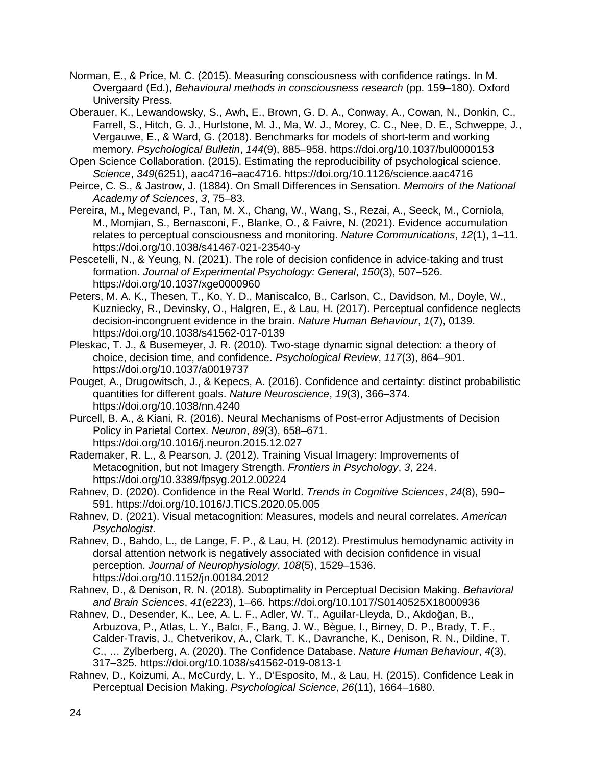Norman, E., & Price, M. C. (2015). Measuring consciousness with confidence ratings. In M. Overgaard (Ed.), *Behavioural methods in consciousness research* (pp. 159–180). Oxford University Press.

Oberauer, K., Lewandowsky, S., Awh, E., Brown, G. D. A., Conway, A., Cowan, N., Donkin, C., Farrell, S., Hitch, G. J., Hurlstone, M. J., Ma, W. J., Morey, C. C., Nee, D. E., Schweppe, J., Vergauwe, E., & Ward, G. (2018). Benchmarks for models of short-term and working memory. *Psychological Bulletin*, *144*(9), 885–958. https://doi.org/10.1037/bul0000153

Open Science Collaboration. (2015). Estimating the reproducibility of psychological science. *Science*, *349*(6251), aac4716–aac4716. https://doi.org/10.1126/science.aac4716

Peirce, C. S., & Jastrow, J. (1884). On Small Differences in Sensation. *Memoirs of the National Academy of Sciences*, *3*, 75–83.

Pereira, M., Megevand, P., Tan, M. X., Chang, W., Wang, S., Rezai, A., Seeck, M., Corniola, M., Momjian, S., Bernasconi, F., Blanke, O., & Faivre, N. (2021). Evidence accumulation relates to perceptual consciousness and monitoring. *Nature Communications*, *12*(1), 1–11. https://doi.org/10.1038/s41467-021-23540-y

Pescetelli, N., & Yeung, N. (2021). The role of decision confidence in advice-taking and trust formation. *Journal of Experimental Psychology: General*, *150*(3), 507–526. https://doi.org/10.1037/xge0000960

Peters, M. A. K., Thesen, T., Ko, Y. D., Maniscalco, B., Carlson, C., Davidson, M., Doyle, W., Kuzniecky, R., Devinsky, O., Halgren, E., & Lau, H. (2017). Perceptual confidence neglects decision-incongruent evidence in the brain. *Nature Human Behaviour*, *1*(7), 0139. https://doi.org/10.1038/s41562-017-0139

Pleskac, T. J., & Busemeyer, J. R. (2010). Two-stage dynamic signal detection: a theory of choice, decision time, and confidence. *Psychological Review*, *117*(3), 864–901. https://doi.org/10.1037/a0019737

Pouget, A., Drugowitsch, J., & Kepecs, A. (2016). Confidence and certainty: distinct probabilistic quantities for different goals. *Nature Neuroscience*, *19*(3), 366–374. https://doi.org/10.1038/nn.4240

Purcell, B. A., & Kiani, R. (2016). Neural Mechanisms of Post-error Adjustments of Decision Policy in Parietal Cortex. *Neuron*, *89*(3), 658–671. https://doi.org/10.1016/j.neuron.2015.12.027

Rademaker, R. L., & Pearson, J. (2012). Training Visual Imagery: Improvements of Metacognition, but not Imagery Strength. *Frontiers in Psychology*, *3*, 224. https://doi.org/10.3389/fpsyg.2012.00224

Rahnev, D. (2020). Confidence in the Real World. *Trends in Cognitive Sciences*, *24*(8), 590–591. https://doi.org/10.1016/J.TICS.2020.05.005

Rahnev, D. (2021). Visual metacognition: Measures, models and neural correlates. *American Psychologist*.

Rahnev, D., Bahdo, L., de Lange, F. P., & Lau, H. (2012). Prestimulus hemodynamic activity in dorsal attention network is negatively associated with decision confidence in visual perception. *Journal of Neurophysiology*, *108*(5), 1529–1536. https://doi.org/10.1152/jn.00184.2012

Rahnev, D., & Denison, R. N. (2018). Suboptimality in Perceptual Decision Making. *Behavioral and Brain Sciences*, *41*(e223), 1–66. https://doi.org/10.1017/S0140525X18000936

Rahnev, D., Desender, K., Lee, A. L. F., Adler, W. T., Aguilar-Lleyda, D., Akdoğan, B., Arbuzova, P., Atlas, L. Y., Balcı, F., Bang, J. W., Bègue, I., Birney, D. P., Brady, T. F., Calder-Travis, J., Chetverikov, A., Clark, T. K., Davranche, K., Denison, R. N., Dildine, T. C., … Zylberberg, A. (2020). The Confidence Database. *Nature Human Behaviour*, *4*(3), 317–325. https://doi.org/10.1038/s41562-019-0813-1

Rahnev, D., Koizumi, A., McCurdy, L. Y., D'Esposito, M., & Lau, H. (2015). Confidence Leak in Perceptual Decision Making. *Psychological Science*, *26*(11), 1664–1680.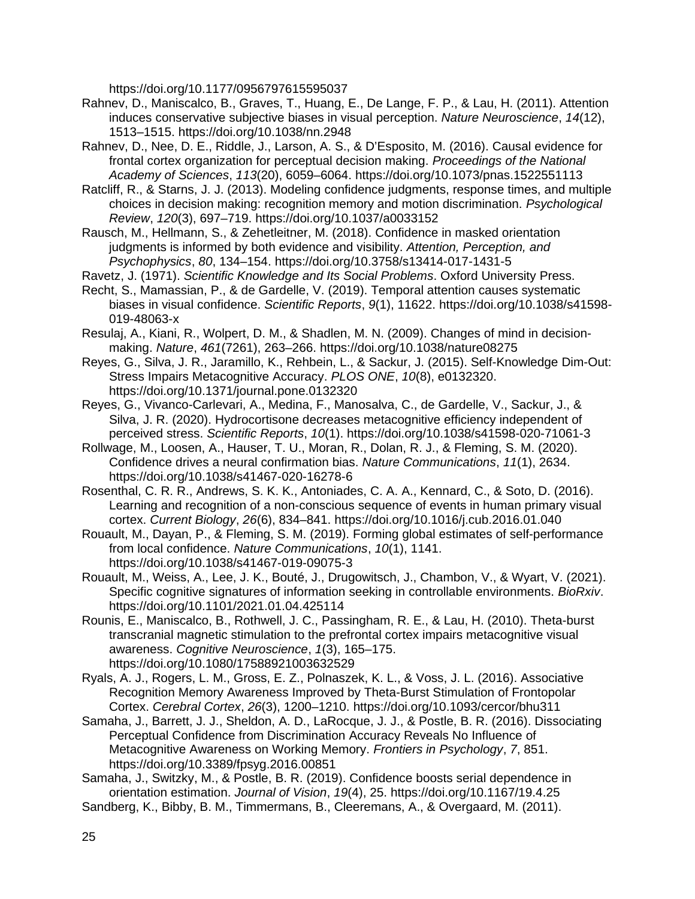https://doi.org/10.1177/0956797615595037

Rahnev, D., Maniscalco, B., Graves, T., Huang, E., De Lange, F. P., & Lau, H. (2011). Attention induces conservative subjective biases in visual perception. *Nature Neuroscience*, *14*(12), 1513–1515. https://doi.org/10.1038/nn.2948

Rahnev, D., Nee, D. E., Riddle, J., Larson, A. S., & D'Esposito, M. (2016). Causal evidence for frontal cortex organization for perceptual decision making. *Proceedings of the National Academy of Sciences*, *113*(20), 6059–6064. https://doi.org/10.1073/pnas.1522551113

Ratcliff, R., & Starns, J. J. (2013). Modeling confidence judgments, response times, and multiple choices in decision making: recognition memory and motion discrimination. *Psychological Review*, *120*(3), 697–719. https://doi.org/10.1037/a0033152

Rausch, M., Hellmann, S., & Zehetleitner, M. (2018). Confidence in masked orientation judgments is informed by both evidence and visibility. *Attention, Perception, and Psychophysics*, *80*, 134–154. https://doi.org/10.3758/s13414-017-1431-5

Ravetz, J. (1971). *Scientific Knowledge and Its Social Problems*. Oxford University Press.

Recht, S., Mamassian, P., & de Gardelle, V. (2019). Temporal attention causes systematic biases in visual confidence. *Scientific Reports*, *9*(1), 11622. https://doi.org/10.1038/s41598-019-48063-x

Resulaj, A., Kiani, R., Wolpert, D. M., & Shadlen, M. N. (2009). Changes of mind in decision-making. *Nature*, *461*(7261), 263–266. https://doi.org/10.1038/nature08275

Reyes, G., Silva, J. R., Jaramillo, K., Rehbein, L., & Sackur, J. (2015). Self-Knowledge Dim-Out: Stress Impairs Metacognitive Accuracy. *PLOS ONE*, *10*(8), e0132320. https://doi.org/10.1371/journal.pone.0132320

Reyes, G., Vivanco-Carlevari, A., Medina, F., Manosalva, C., de Gardelle, V., Sackur, J., & Silva, J. R. (2020). Hydrocortisone decreases metacognitive efficiency independent of perceived stress. *Scientific Reports*, *10*(1). https://doi.org/10.1038/s41598-020-71061-3

Rollwage, M., Loosen, A., Hauser, T. U., Moran, R., Dolan, R. J., & Fleming, S. M. (2020). Confidence drives a neural confirmation bias. *Nature Communications*, *11*(1), 2634. https://doi.org/10.1038/s41467-020-16278-6

Rosenthal, C. R. R., Andrews, S. K. K., Antoniades, C. A. A., Kennard, C., & Soto, D. (2016). Learning and recognition of a non-conscious sequence of events in human primary visual cortex. *Current Biology*, *26*(6), 834–841. https://doi.org/10.1016/j.cub.2016.01.040

Rouault, M., Dayan, P., & Fleming, S. M. (2019). Forming global estimates of self-performance from local confidence. *Nature Communications*, *10*(1), 1141. https://doi.org/10.1038/s41467-019-09075-3

Rouault, M., Weiss, A., Lee, J. K., Bouté, J., Drugowitsch, J., Chambon, V., & Wyart, V. (2021). Specific cognitive signatures of information seeking in controllable environments. *BioRxiv*. https://doi.org/10.1101/2021.01.04.425114

Rounis, E., Maniscalco, B., Rothwell, J. C., Passingham, R. E., & Lau, H. (2010). Theta-burst transcranial magnetic stimulation to the prefrontal cortex impairs metacognitive visual awareness. *Cognitive Neuroscience*, *1*(3), 165–175. https://doi.org/10.1080/17588921003632529

Ryals, A. J., Rogers, L. M., Gross, E. Z., Polnaszek, K. L., & Voss, J. L. (2016). Associative Recognition Memory Awareness Improved by Theta-Burst Stimulation of Frontopolar Cortex. *Cerebral Cortex*, *26*(3), 1200–1210. https://doi.org/10.1093/cercor/bhu311

Samaha, J., Barrett, J. J., Sheldon, A. D., LaRocque, J. J., & Postle, B. R. (2016). Dissociating Perceptual Confidence from Discrimination Accuracy Reveals No Influence of Metacognitive Awareness on Working Memory. *Frontiers in Psychology*, *7*, 851. https://doi.org/10.3389/fpsyg.2016.00851

Samaha, J., Switzky, M., & Postle, B. R. (2019). Confidence boosts serial dependence in orientation estimation. *Journal of Vision*, *19*(4), 25. https://doi.org/10.1167/19.4.25

Sandberg, K., Bibby, B. M., Timmermans, B., Cleeremans, A., & Overgaard, M. (2011).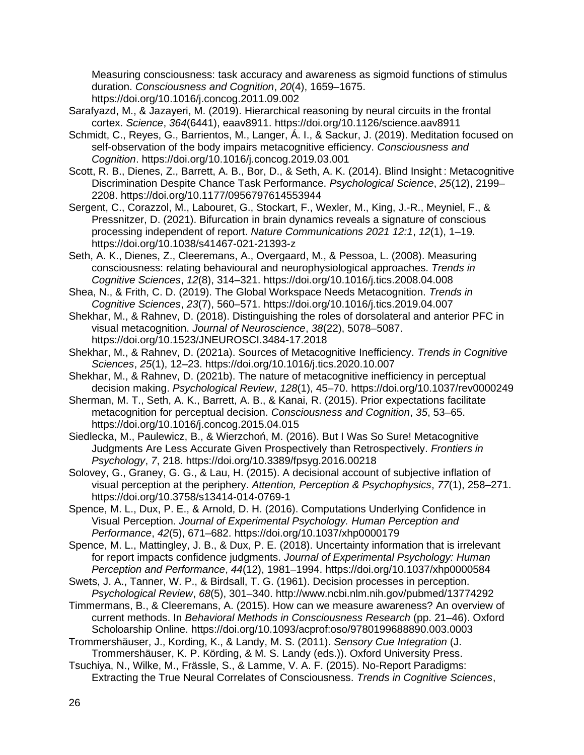Measuring consciousness: task accuracy and awareness as sigmoid functions of stimulus duration. *Consciousness and Cognition*, *20*(4), 1659–1675. https://doi.org/10.1016/j.concog.2011.09.002

Sarafyazd, M., & Jazayeri, M. (2019). Hierarchical reasoning by neural circuits in the frontal cortex. *Science*, *364*(6441), eaav8911. https://doi.org/10.1126/science.aav8911

Schmidt, C., Reyes, G., Barrientos, M., Langer, Á. I., & Sackur, J. (2019). Meditation focused on self-observation of the body impairs metacognitive efficiency. *Consciousness and Cognition*. https://doi.org/10.1016/j.concog.2019.03.001

Scott, R. B., Dienes, Z., Barrett, A. B., Bor, D., & Seth, A. K. (2014). Blind Insight : Metacognitive Discrimination Despite Chance Task Performance. *Psychological Science*, *25*(12), 2199–2208. https://doi.org/10.1177/0956797614553944

Sergent, C., Corazzol, M., Labouret, G., Stockart, F., Wexler, M., King, J.-R., Meyniel, F., & Pressnitzer, D. (2021). Bifurcation in brain dynamics reveals a signature of conscious processing independent of report. *Nature Communications 2021 12:1*, *12*(1), 1–19. https://doi.org/10.1038/s41467-021-21393-z

Seth, A. K., Dienes, Z., Cleeremans, A., Overgaard, M., & Pessoa, L. (2008). Measuring consciousness: relating behavioural and neurophysiological approaches. *Trends in Cognitive Sciences*, *12*(8), 314–321. https://doi.org/10.1016/j.tics.2008.04.008

Shea, N., & Frith, C. D. (2019). The Global Workspace Needs Metacognition. *Trends in Cognitive Sciences*, *23*(7), 560–571. https://doi.org/10.1016/j.tics.2019.04.007

Shekhar, M., & Rahnev, D. (2018). Distinguishing the roles of dorsolateral and anterior PFC in visual metacognition. *Journal of Neuroscience*, *38*(22), 5078–5087. https://doi.org/10.1523/JNEUROSCI.3484-17.2018

Shekhar, M., & Rahnev, D. (2021a). Sources of Metacognitive Inefficiency. *Trends in Cognitive Sciences*, *25*(1), 12–23. https://doi.org/10.1016/j.tics.2020.10.007

Shekhar, M., & Rahnev, D. (2021b). The nature of metacognitive inefficiency in perceptual decision making. *Psychological Review*, *128*(1), 45–70. https://doi.org/10.1037/rev0000249

Sherman, M. T., Seth, A. K., Barrett, A. B., & Kanai, R. (2015). Prior expectations facilitate metacognition for perceptual decision. *Consciousness and Cognition*, *35*, 53–65. https://doi.org/10.1016/j.concog.2015.04.015

Siedlecka, M., Paulewicz, B., & Wierzchoń, M. (2016). But I Was So Sure! Metacognitive Judgments Are Less Accurate Given Prospectively than Retrospectively. *Frontiers in Psychology*, *7*, 218. https://doi.org/10.3389/fpsyg.2016.00218

Solovey, G., Graney, G. G., & Lau, H. (2015). A decisional account of subjective inflation of visual perception at the periphery. *Attention, Perception & Psychophysics*, *77*(1), 258–271. https://doi.org/10.3758/s13414-014-0769-1

Spence, M. L., Dux, P. E., & Arnold, D. H. (2016). Computations Underlying Confidence in Visual Perception. *Journal of Experimental Psychology. Human Perception and Performance*, *42*(5), 671–682. https://doi.org/10.1037/xhp0000179

Spence, M. L., Mattingley, J. B., & Dux, P. E. (2018). Uncertainty information that is irrelevant for report impacts confidence judgments. *Journal of Experimental Psychology: Human Perception and Performance*, *44*(12), 1981–1994. https://doi.org/10.1037/xhp0000584

Swets, J. A., Tanner, W. P., & Birdsall, T. G. (1961). Decision processes in perception. *Psychological Review*, *68*(5), 301–340. http://www.ncbi.nlm.nih.gov/pubmed/13774292

Timmermans, B., & Cleeremans, A. (2015). How can we measure awareness? An overview of current methods. In *Behavioral Methods in Consciousness Research* (pp. 21–46). Oxford Scholoarship Online. https://doi.org/10.1093/acprof:oso/9780199688890.003.0003

Trommershäuser, J., Kording, K., & Landy, M. S. (2011). *Sensory Cue Integration* (J. Trommershäuser, K. P. Körding, & M. S. Landy (eds.)). Oxford University Press.

Tsuchiya, N., Wilke, M., Frässle, S., & Lamme, V. A. F. (2015). No-Report Paradigms: Extracting the True Neural Correlates of Consciousness. *Trends in Cognitive Sciences*,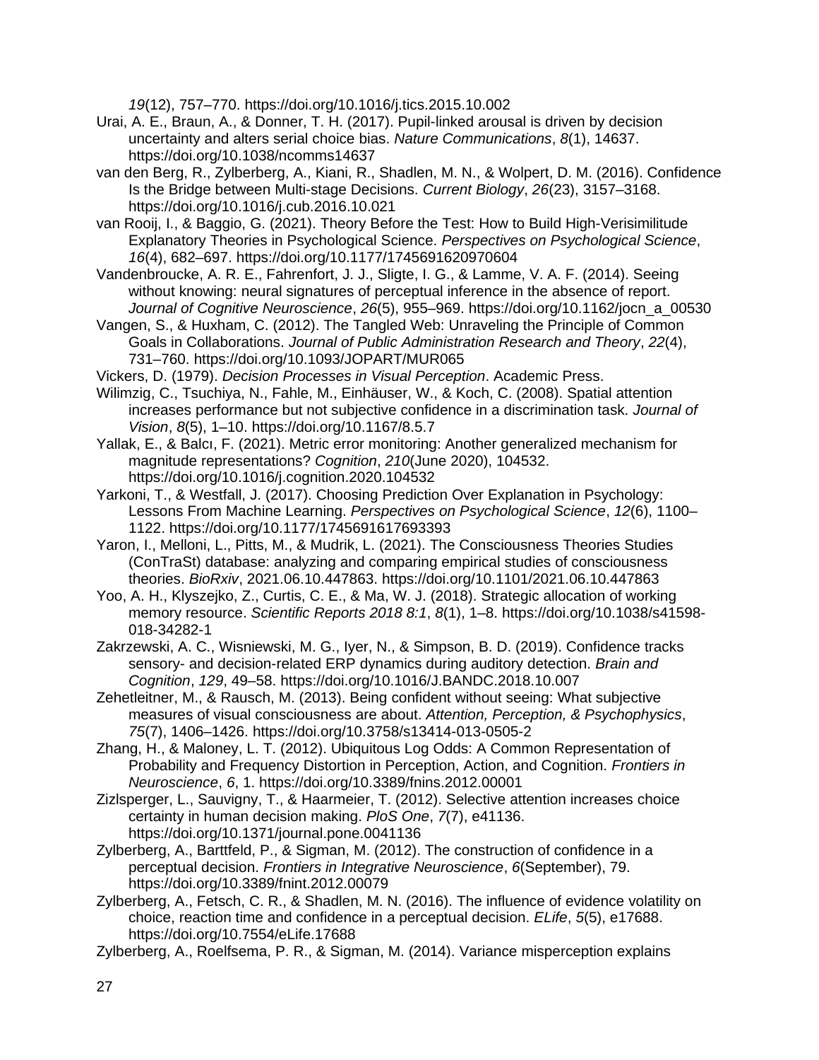*19*(12), 757–770. https://doi.org/10.1016/j.tics.2015.10.002

Urai, A. E., Braun, A., & Donner, T. H. (2017). Pupil-linked arousal is driven by decision uncertainty and alters serial choice bias. *Nature Communications*, *8*(1), 14637. https://doi.org/10.1038/ncomms14637

van den Berg, R., Zylberberg, A., Kiani, R., Shadlen, M. N., & Wolpert, D. M. (2016). Confidence Is the Bridge between Multi-stage Decisions. *Current Biology*, *26*(23), 3157–3168. https://doi.org/10.1016/j.cub.2016.10.021

van Rooij, I., & Baggio, G. (2021). Theory Before the Test: How to Build High-Verisimilitude Explanatory Theories in Psychological Science. *Perspectives on Psychological Science*, *16*(4), 682–697. https://doi.org/10.1177/1745691620970604

Vandenbroucke, A. R. E., Fahrenfort, J. J., Sligte, I. G., & Lamme, V. A. F. (2014). Seeing without knowing: neural signatures of perceptual inference in the absence of report. *Journal of Cognitive Neuroscience*, *26*(5), 955–969. https://doi.org/10.1162/jocn_a_00530

Vangen, S., & Huxham, C. (2012). The Tangled Web: Unraveling the Principle of Common Goals in Collaborations. *Journal of Public Administration Research and Theory*, *22*(4), 731–760. https://doi.org/10.1093/JOPART/MUR065

Vickers, D. (1979). *Decision Processes in Visual Perception*. Academic Press.

Wilimzig, C., Tsuchiya, N., Fahle, M., Einhäuser, W., & Koch, C. (2008). Spatial attention increases performance but not subjective confidence in a discrimination task. *Journal of Vision*, *8*(5), 1–10. https://doi.org/10.1167/8.5.7

Yallak, E., & Balcı, F. (2021). Metric error monitoring: Another generalized mechanism for magnitude representations? *Cognition*, *210*(June 2020), 104532. https://doi.org/10.1016/j.cognition.2020.104532

Yarkoni, T., & Westfall, J. (2017). Choosing Prediction Over Explanation in Psychology: Lessons From Machine Learning. *Perspectives on Psychological Science*, *12*(6), 1100–1122. https://doi.org/10.1177/1745691617693393

Yaron, I., Melloni, L., Pitts, M., & Mudrik, L. (2021). The Consciousness Theories Studies (ConTraSt) database: analyzing and comparing empirical studies of consciousness theories. *BioRxiv*, 2021.06.10.447863. https://doi.org/10.1101/2021.06.10.447863

Yoo, A. H., Klyszejko, Z., Curtis, C. E., & Ma, W. J. (2018). Strategic allocation of working memory resource. *Scientific Reports 2018 8:1*, *8*(1), 1–8. https://doi.org/10.1038/s41598-018-34282-1

Zakrzewski, A. C., Wisniewski, M. G., Iyer, N., & Simpson, B. D. (2019). Confidence tracks sensory- and decision-related ERP dynamics during auditory detection. *Brain and Cognition*, *129*, 49–58. https://doi.org/10.1016/J.BANDC.2018.10.007

Zehetleitner, M., & Rausch, M. (2013). Being confident without seeing: What subjective measures of visual consciousness are about. *Attention, Perception, & Psychophysics*, *75*(7), 1406–1426. https://doi.org/10.3758/s13414-013-0505-2

Zhang, H., & Maloney, L. T. (2012). Ubiquitous Log Odds: A Common Representation of Probability and Frequency Distortion in Perception, Action, and Cognition. *Frontiers in Neuroscience*, *6*, 1. https://doi.org/10.3389/fnins.2012.00001

Zizlsperger, L., Sauvigny, T., & Haarmeier, T. (2012). Selective attention increases choice certainty in human decision making. *PloS One*, *7*(7), e41136. https://doi.org/10.1371/journal.pone.0041136

Zylberberg, A., Barttfeld, P., & Sigman, M. (2012). The construction of confidence in a perceptual decision. *Frontiers in Integrative Neuroscience*, *6*(September), 79. https://doi.org/10.3389/fnint.2012.00079

Zylberberg, A., Fetsch, C. R., & Shadlen, M. N. (2016). The influence of evidence volatility on choice, reaction time and confidence in a perceptual decision. *ELife*, *5*(5), e17688. https://doi.org/10.7554/eLife.17688

Zylberberg, A., Roelfsema, P. R., & Sigman, M. (2014). Variance misperception explains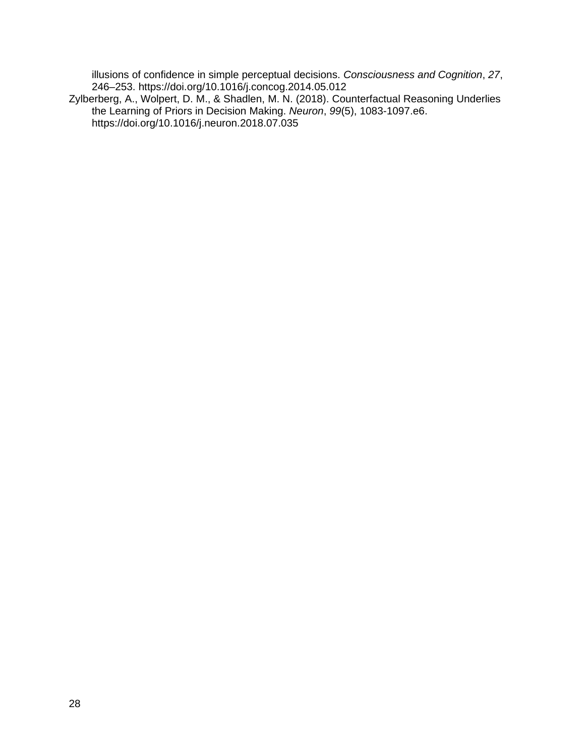illusions of confidence in simple perceptual decisions. *Consciousness and Cognition*, *27*, 246–253. https://doi.org/10.1016/j.concog.2014.05.012

Zylberberg, A., Wolpert, D. M., & Shadlen, M. N. (2018). Counterfactual Reasoning Underlies the Learning of Priors in Decision Making. *Neuron*, *99*(5), 1083-1097.e6. https://doi.org/10.1016/j.neuron.2018.07.035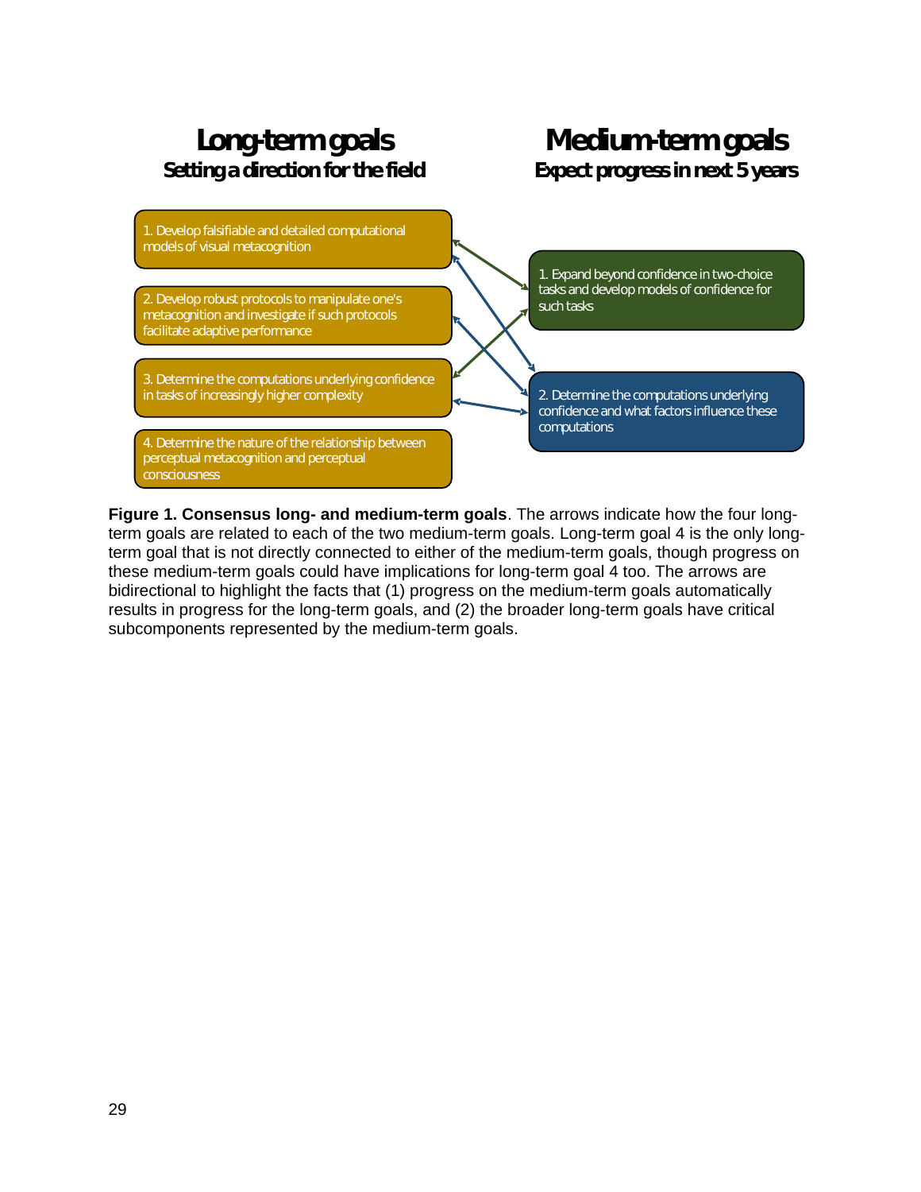Long-term goals
Setting a direction for the field

Medium-term goals
Expect progress in next 5 years

1. Develop falsifiable and detailed computational models of visual metacognition

2. Develop robust protocols to manipulate one's metacognition and investigate if such protocols facilitate adaptive performance

3. Determine the computations underlying confidence in tasks of increasingly higher complexity

4. Determine the nature of the relationship between perceptual metacognition and perceptual consciousness

1. Expand beyond confidence in two-choice tasks and develop models of confidence for such tasks

2. Determine the computations underlying confidence and what factors influence these computations

**Figure 1. Consensus long- and medium-term goals**. The arrows indicate how the four long-term goals are related to each of the two medium-term goals. Long-term goal 4 is the only long-term goal that is not directly connected to either of the medium-term goals, though progress on these medium-term goals could have implications for long-term goal 4 too. The arrows are bidirectional to highlight the facts that (1) progress on the medium-term goals automatically results in progress for the long-term goals, and (2) the broader long-term goals have critical subcomponents represented by the medium-term goals.